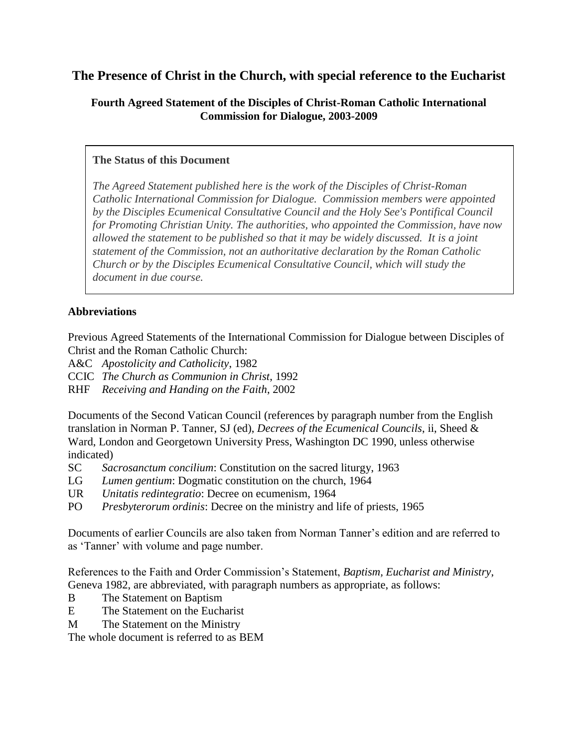# The Presence of Christ in the Church, with special reference to the Eucharist

### Fourth Agreed Statement of the Disciples of Christ-Roman Catholic International Commission for Dialogue, 2003-2009

> **The Status of this Document**
>
> *The Agreed Statement published here is the work of the Disciples of Christ-Roman Catholic International Commission for Dialogue. Commission members were appointed by the Disciples Ecumenical Consultative Council and the Holy See's Pontifical Council for Promoting Christian Unity. The authorities, who appointed the Commission, have now allowed the statement to be published so that it may be widely discussed. It is a joint statement of the Commission, not an authoritative declaration by the Roman Catholic Church or by the Disciples Ecumenical Consultative Council, which will study the document in due course.*

**Abbreviations**

Previous Agreed Statements of the International Commission for Dialogue between Disciples of Christ and the Roman Catholic Church:

A&C *Apostolicity and Catholicity*, 1982
CCIC *The Church as Communion in Christ*, 1992
RHF *Receiving and Handing on the Faith*, 2002

Documents of the Second Vatican Council (references by paragraph number from the English translation in Norman P. Tanner, SJ (ed), *Decrees of the Ecumenical Councils*, ii, Sheed & Ward, London and Georgetown University Press, Washington DC 1990, unless otherwise indicated)

SC *Sacrosanctum concilium*: Constitution on the sacred liturgy, 1963
LG *Lumen gentium*: Dogmatic constitution on the church, 1964
UR *Unitatis redintegratio*: Decree on ecumenism, 1964
PO *Presbyterorum ordinis*: Decree on the ministry and life of priests, 1965

Documents of earlier Councils are also taken from Norman Tanner's edition and are referred to as 'Tanner' with volume and page number.

References to the Faith and Order Commission's Statement, *Baptism, Eucharist and Ministry*, Geneva 1982, are abbreviated, with paragraph numbers as appropriate, as follows:

B The Statement on Baptism
E The Statement on the Eucharist
M The Statement on the Ministry

The whole document is referred to as BEM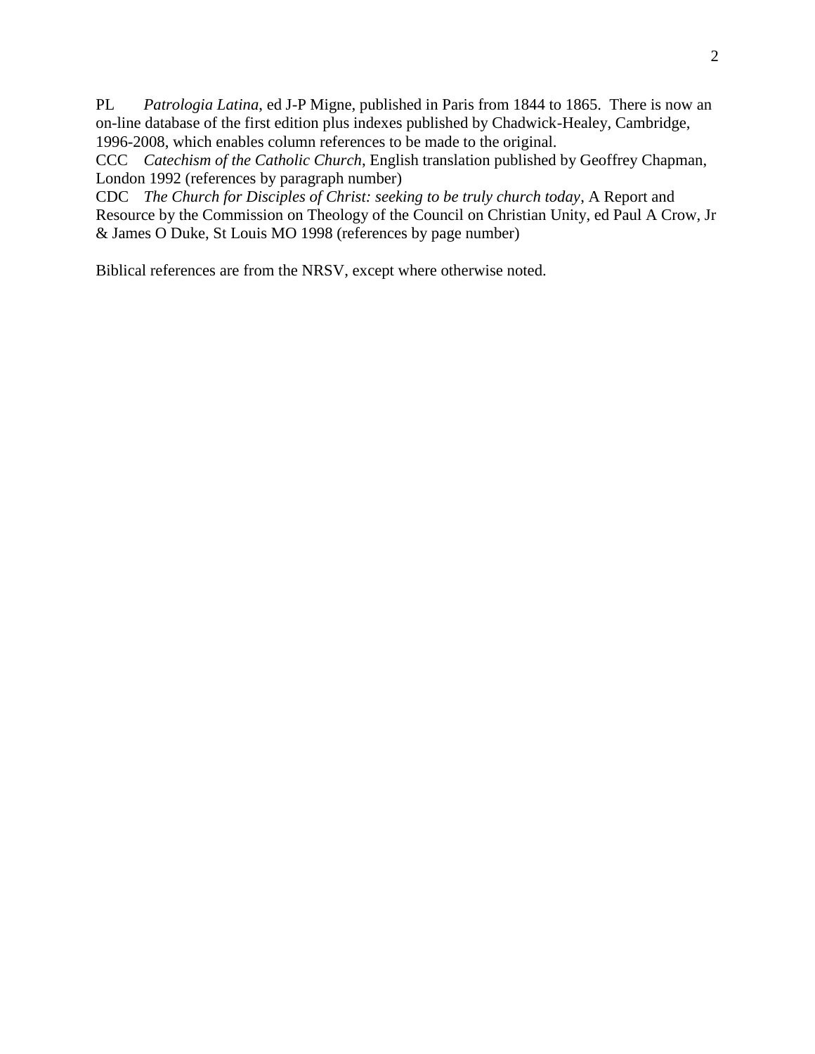PL *Patrologia Latina*, ed J-P Migne, published in Paris from 1844 to 1865. There is now an on-line database of the first edition plus indexes published by Chadwick-Healey, Cambridge, 1996-2008, which enables column references to be made to the original.

CCC *Catechism of the Catholic Church*, English translation published by Geoffrey Chapman, London 1992 (references by paragraph number)

CDC *The Church for Disciples of Christ: seeking to be truly church today*, A Report and Resource by the Commission on Theology of the Council on Christian Unity, ed Paul A Crow, Jr & James O Duke, St Louis MO 1998 (references by page number)

Biblical references are from the NRSV, except where otherwise noted.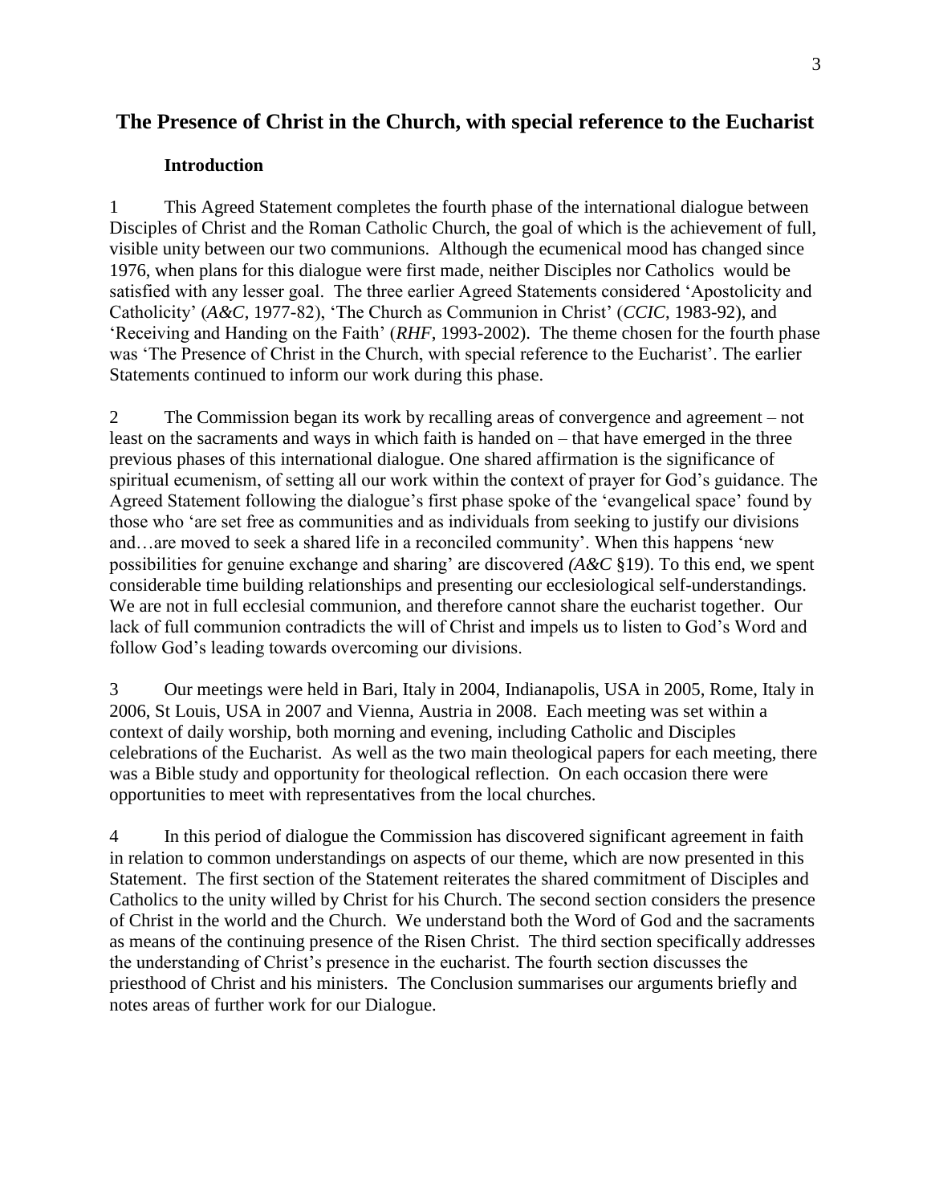# The Presence of Christ in the Church, with special reference to the Eucharist

## Introduction

1 This Agreed Statement completes the fourth phase of the international dialogue between Disciples of Christ and the Roman Catholic Church, the goal of which is the achievement of full, visible unity between our two communions. Although the ecumenical mood has changed since 1976, when plans for this dialogue were first made, neither Disciples nor Catholics would be satisfied with any lesser goal. The three earlier Agreed Statements considered 'Apostolicity and Catholicity' (*A&C*, 1977-82), 'The Church as Communion in Christ' (*CCIC*, 1983-92), and 'Receiving and Handing on the Faith' (*RHF*, 1993-2002). The theme chosen for the fourth phase was 'The Presence of Christ in the Church, with special reference to the Eucharist'. The earlier Statements continued to inform our work during this phase.

2 The Commission began its work by recalling areas of convergence and agreement – not least on the sacraments and ways in which faith is handed on – that have emerged in the three previous phases of this international dialogue. One shared affirmation is the significance of spiritual ecumenism, of setting all our work within the context of prayer for God's guidance. The Agreed Statement following the dialogue's first phase spoke of the 'evangelical space' found by those who 'are set free as communities and as individuals from seeking to justify our divisions and…are moved to seek a shared life in a reconciled community'. When this happens 'new possibilities for genuine exchange and sharing' are discovered *(A&C* §19). To this end, we spent considerable time building relationships and presenting our ecclesiological self-understandings. We are not in full ecclesial communion, and therefore cannot share the eucharist together. Our lack of full communion contradicts the will of Christ and impels us to listen to God's Word and follow God's leading towards overcoming our divisions.

3 Our meetings were held in Bari, Italy in 2004, Indianapolis, USA in 2005, Rome, Italy in 2006, St Louis, USA in 2007 and Vienna, Austria in 2008. Each meeting was set within a context of daily worship, both morning and evening, including Catholic and Disciples celebrations of the Eucharist. As well as the two main theological papers for each meeting, there was a Bible study and opportunity for theological reflection. On each occasion there were opportunities to meet with representatives from the local churches.

4 In this period of dialogue the Commission has discovered significant agreement in faith in relation to common understandings on aspects of our theme, which are now presented in this Statement. The first section of the Statement reiterates the shared commitment of Disciples and Catholics to the unity willed by Christ for his Church. The second section considers the presence of Christ in the world and the Church. We understand both the Word of God and the sacraments as means of the continuing presence of the Risen Christ. The third section specifically addresses the understanding of Christ's presence in the eucharist. The fourth section discusses the priesthood of Christ and his ministers. The Conclusion summarises our arguments briefly and notes areas of further work for our Dialogue.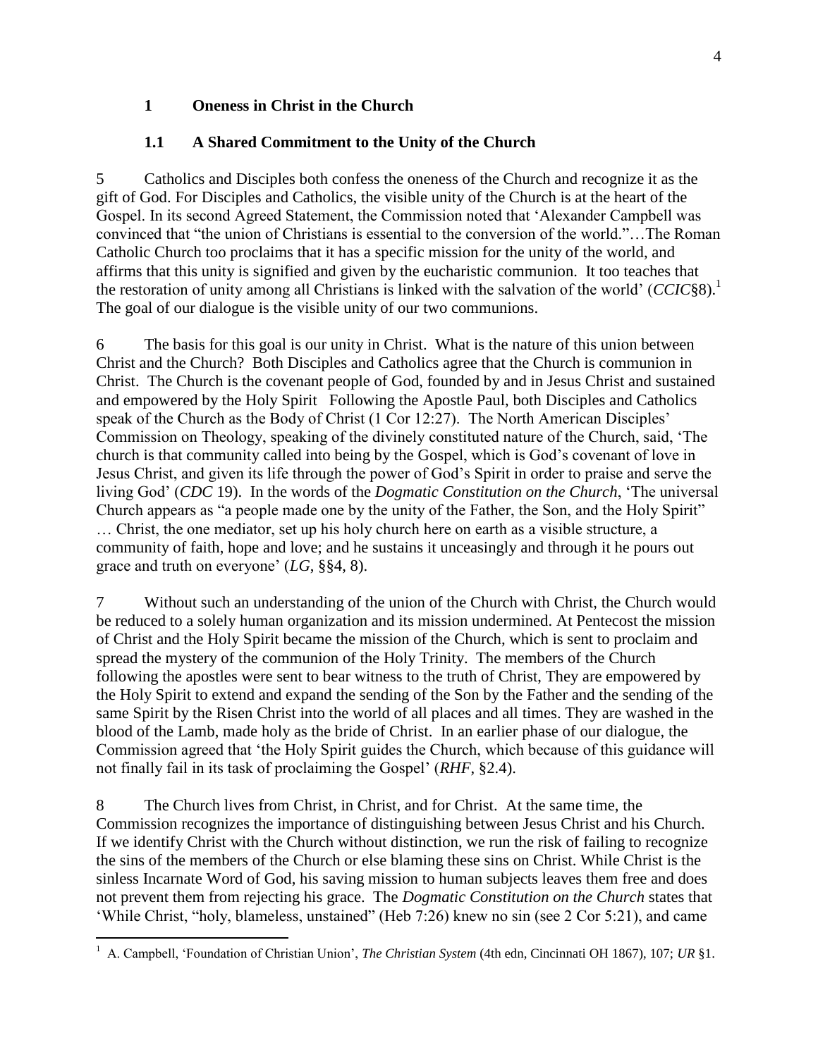## 1 Oneness in Christ in the Church

### 1.1 A Shared Commitment to the Unity of the Church

5 Catholics and Disciples both confess the oneness of the Church and recognize it as the gift of God. For Disciples and Catholics, the visible unity of the Church is at the heart of the Gospel. In its second Agreed Statement, the Commission noted that 'Alexander Campbell was convinced that "the union of Christians is essential to the conversion of the world."…The Roman Catholic Church too proclaims that it has a specific mission for the unity of the world, and affirms that this unity is signified and given by the eucharistic communion. It too teaches that the restoration of unity among all Christians is linked with the salvation of the world' (*CCIC*§8).[1] The goal of our dialogue is the visible unity of our two communions.

6 The basis for this goal is our unity in Christ. What is the nature of this union between Christ and the Church? Both Disciples and Catholics agree that the Church is communion in Christ. The Church is the covenant people of God, founded by and in Jesus Christ and sustained and empowered by the Holy Spirit Following the Apostle Paul, both Disciples and Catholics speak of the Church as the Body of Christ (1 Cor 12:27). The North American Disciples' Commission on Theology, speaking of the divinely constituted nature of the Church, said, 'The church is that community called into being by the Gospel, which is God's covenant of love in Jesus Christ, and given its life through the power of God's Spirit in order to praise and serve the living God' (*CDC* 19). In the words of the *Dogmatic Constitution on the Church*, 'The universal Church appears as "a people made one by the unity of the Father, the Son, and the Holy Spirit" … Christ, the one mediator, set up his holy church here on earth as a visible structure, a community of faith, hope and love; and he sustains it unceasingly and through it he pours out grace and truth on everyone' (*LG*, §§4, 8).

7 Without such an understanding of the union of the Church with Christ, the Church would be reduced to a solely human organization and its mission undermined. At Pentecost the mission of Christ and the Holy Spirit became the mission of the Church, which is sent to proclaim and spread the mystery of the communion of the Holy Trinity. The members of the Church following the apostles were sent to bear witness to the truth of Christ, They are empowered by the Holy Spirit to extend and expand the sending of the Son by the Father and the sending of the same Spirit by the Risen Christ into the world of all places and all times. They are washed in the blood of the Lamb, made holy as the bride of Christ. In an earlier phase of our dialogue, the Commission agreed that 'the Holy Spirit guides the Church, which because of this guidance will not finally fail in its task of proclaiming the Gospel' (*RHF*, §2.4).

8 The Church lives from Christ, in Christ, and for Christ. At the same time, the Commission recognizes the importance of distinguishing between Jesus Christ and his Church. If we identify Christ with the Church without distinction, we run the risk of failing to recognize the sins of the members of the Church or else blaming these sins on Christ. While Christ is the sinless Incarnate Word of God, his saving mission to human subjects leaves them free and does not prevent them from rejecting his grace. The *Dogmatic Constitution on the Church* states that 'While Christ, "holy, blameless, unstained" (Heb 7:26) knew no sin (see 2 Cor 5:21), and came

---

[1] A. Campbell, 'Foundation of Christian Union', *The Christian System* (4th edn, Cincinnati OH 1867), 107; *UR* §1.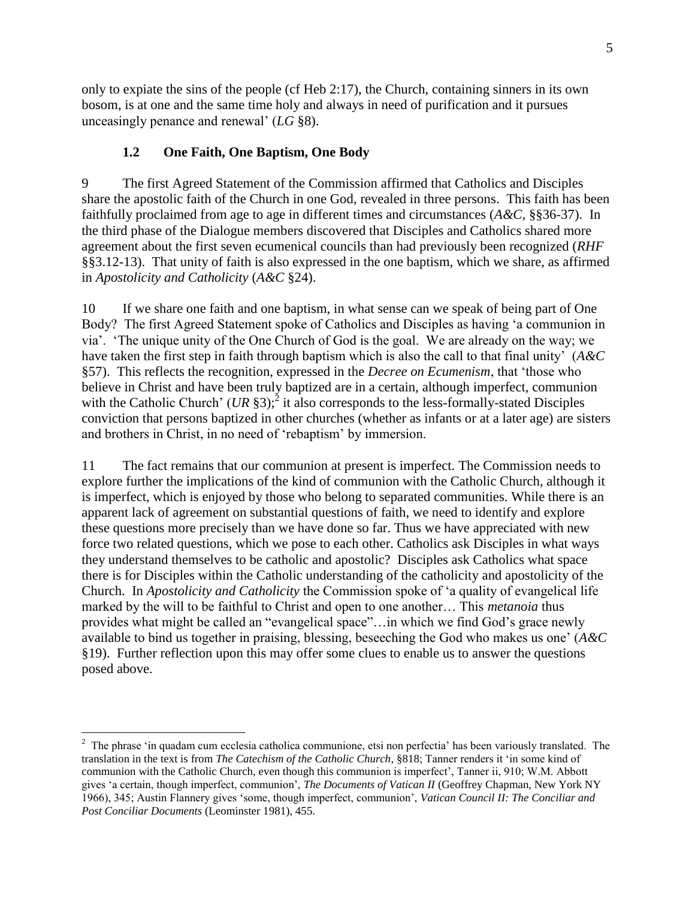only to expiate the sins of the people (cf Heb 2:17), the Church, containing sinners in its own bosom, is at one and the same time holy and always in need of purification and it pursues unceasingly penance and renewal' (*LG* §8).

### 1.2 One Faith, One Baptism, One Body

9 The first Agreed Statement of the Commission affirmed that Catholics and Disciples share the apostolic faith of the Church in one God, revealed in three persons. This faith has been faithfully proclaimed from age to age in different times and circumstances (*A&C*, §§36-37). In the third phase of the Dialogue members discovered that Disciples and Catholics shared more agreement about the first seven ecumenical councils than had previously been recognized (*RHF* §§3.12-13). That unity of faith is also expressed in the one baptism, which we share, as affirmed in *Apostolicity and Catholicity* (*A&C* §24).

10 If we share one faith and one baptism, in what sense can we speak of being part of One Body? The first Agreed Statement spoke of Catholics and Disciples as having 'a communion in via'. 'The unique unity of the One Church of God is the goal. We are already on the way; we have taken the first step in faith through baptism which is also the call to that final unity' (*A&C* §57). This reflects the recognition, expressed in the *Decree on Ecumenism*, that 'those who believe in Christ and have been truly baptized are in a certain, although imperfect, communion with the Catholic Church' (*UR* §3);[2] it also corresponds to the less-formally-stated Disciples conviction that persons baptized in other churches (whether as infants or at a later age) are sisters and brothers in Christ, in no need of 'rebaptism' by immersion.

11 The fact remains that our communion at present is imperfect. The Commission needs to explore further the implications of the kind of communion with the Catholic Church, although it is imperfect, which is enjoyed by those who belong to separated communities. While there is an apparent lack of agreement on substantial questions of faith, we need to identify and explore these questions more precisely than we have done so far. Thus we have appreciated with new force two related questions, which we pose to each other. Catholics ask Disciples in what ways they understand themselves to be catholic and apostolic? Disciples ask Catholics what space there is for Disciples within the Catholic understanding of the catholicity and apostolicity of the Church. In *Apostolicity and Catholicity* the Commission spoke of 'a quality of evangelical life marked by the will to be faithful to Christ and open to one another… This *metanoia* thus provides what might be called an "evangelical space"…in which we find God's grace newly available to bind us together in praising, blessing, beseeching the God who makes us one' (*A&C* §19). Further reflection upon this may offer some clues to enable us to answer the questions posed above.

---

[2] The phrase 'in quadam cum ecclesia catholica communione, etsi non perfectia' has been variously translated. The translation in the text is from *The Catechism of the Catholic Church*, §818; Tanner renders it 'in some kind of communion with the Catholic Church, even though this communion is imperfect', Tanner ii, 910; W.M. Abbott gives 'a certain, though imperfect, communion', *The Documents of Vatican II* (Geoffrey Chapman, New York NY 1966), 345; Austin Flannery gives 'some, though imperfect, communion', *Vatican Council II: The Conciliar and Post Conciliar Documents* (Leominster 1981), 455.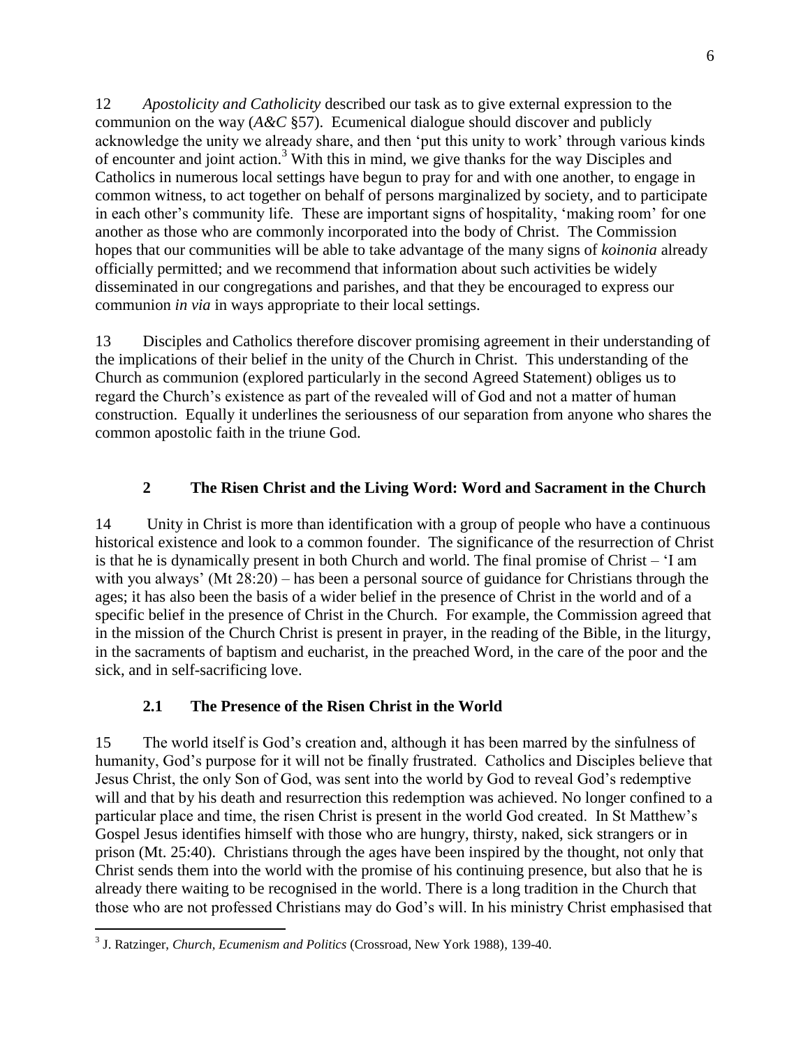12 *Apostolicity and Catholicity* described our task as to give external expression to the communion on the way (*A&C* §57). Ecumenical dialogue should discover and publicly acknowledge the unity we already share, and then 'put this unity to work' through various kinds of encounter and joint action.[3] With this in mind, we give thanks for the way Disciples and Catholics in numerous local settings have begun to pray for and with one another, to engage in common witness, to act together on behalf of persons marginalized by society, and to participate in each other's community life. These are important signs of hospitality, 'making room' for one another as those who are commonly incorporated into the body of Christ. The Commission hopes that our communities will be able to take advantage of the many signs of *koinonia* already officially permitted; and we recommend that information about such activities be widely disseminated in our congregations and parishes, and that they be encouraged to express our communion *in via* in ways appropriate to their local settings.

13 Disciples and Catholics therefore discover promising agreement in their understanding of the implications of their belief in the unity of the Church in Christ. This understanding of the Church as communion (explored particularly in the second Agreed Statement) obliges us to regard the Church's existence as part of the revealed will of God and not a matter of human construction. Equally it underlines the seriousness of our separation from anyone who shares the common apostolic faith in the triune God.

## 2 The Risen Christ and the Living Word: Word and Sacrament in the Church

14 Unity in Christ is more than identification with a group of people who have a continuous historical existence and look to a common founder. The significance of the resurrection of Christ is that he is dynamically present in both Church and world. The final promise of Christ – 'I am with you always' (Mt 28:20) – has been a personal source of guidance for Christians through the ages; it has also been the basis of a wider belief in the presence of Christ in the world and of a specific belief in the presence of Christ in the Church. For example, the Commission agreed that in the mission of the Church Christ is present in prayer, in the reading of the Bible, in the liturgy, in the sacraments of baptism and eucharist, in the preached Word, in the care of the poor and the sick, and in self-sacrificing love.

### 2.1 The Presence of the Risen Christ in the World

15 The world itself is God's creation and, although it has been marred by the sinfulness of humanity, God's purpose for it will not be finally frustrated. Catholics and Disciples believe that Jesus Christ, the only Son of God, was sent into the world by God to reveal God's redemptive will and that by his death and resurrection this redemption was achieved. No longer confined to a particular place and time, the risen Christ is present in the world God created. In St Matthew's Gospel Jesus identifies himself with those who are hungry, thirsty, naked, sick strangers or in prison (Mt. 25:40). Christians through the ages have been inspired by the thought, not only that Christ sends them into the world with the promise of his continuing presence, but also that he is already there waiting to be recognised in the world. There is a long tradition in the Church that those who are not professed Christians may do God's will. In his ministry Christ emphasised that

---

[3] J. Ratzinger, *Church, Ecumenism and Politics* (Crossroad, New York 1988), 139-40.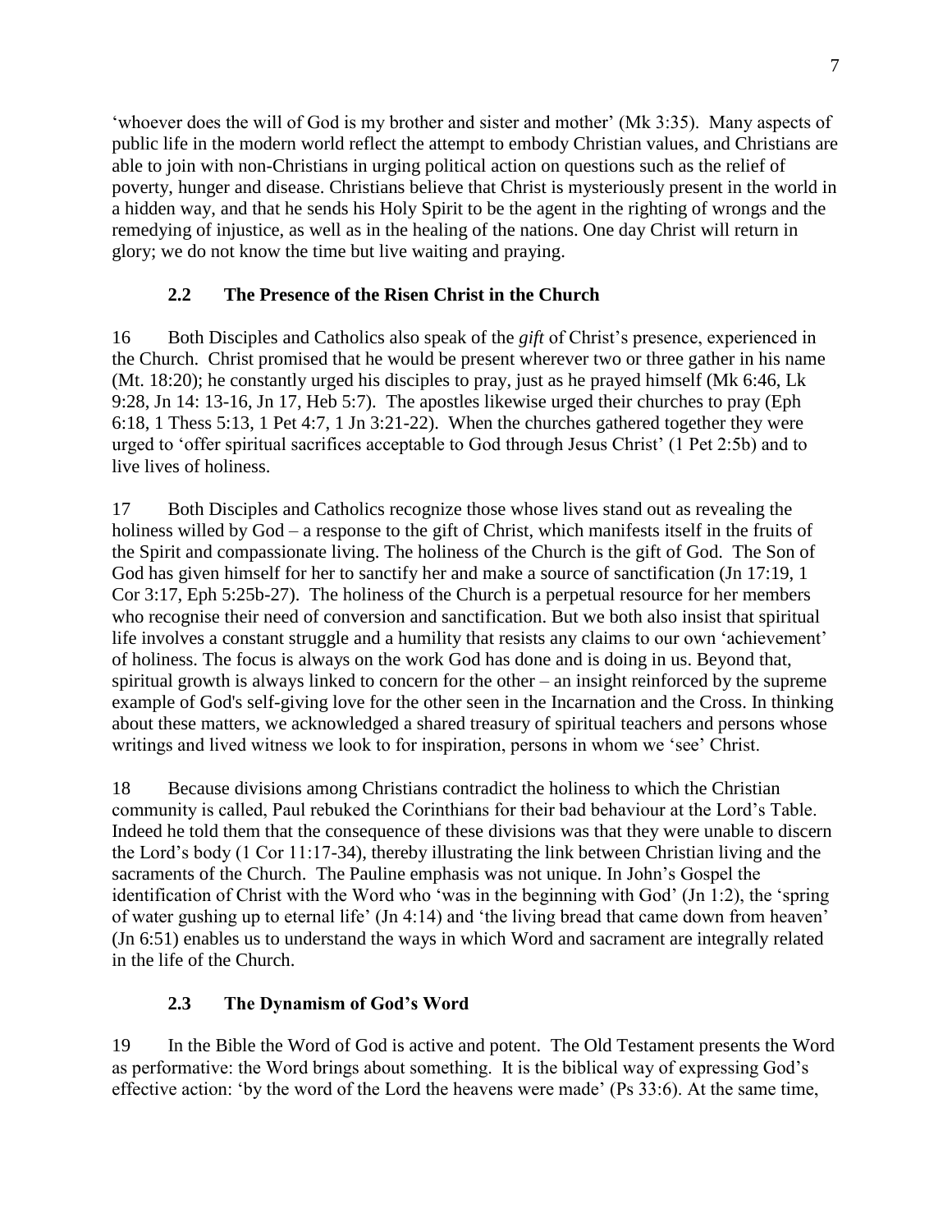'whoever does the will of God is my brother and sister and mother' (Mk 3:35). Many aspects of public life in the modern world reflect the attempt to embody Christian values, and Christians are able to join with non-Christians in urging political action on questions such as the relief of poverty, hunger and disease. Christians believe that Christ is mysteriously present in the world in a hidden way, and that he sends his Holy Spirit to be the agent in the righting of wrongs and the remedying of injustice, as well as in the healing of the nations. One day Christ will return in glory; we do not know the time but live waiting and praying.

### 2.2 The Presence of the Risen Christ in the Church

16 Both Disciples and Catholics also speak of the *gift* of Christ's presence, experienced in the Church. Christ promised that he would be present wherever two or three gather in his name (Mt. 18:20); he constantly urged his disciples to pray, just as he prayed himself (Mk 6:46, Lk 9:28, Jn 14: 13-16, Jn 17, Heb 5:7). The apostles likewise urged their churches to pray (Eph 6:18, 1 Thess 5:13, 1 Pet 4:7, 1 Jn 3:21-22). When the churches gathered together they were urged to 'offer spiritual sacrifices acceptable to God through Jesus Christ' (1 Pet 2:5b) and to live lives of holiness.

17 Both Disciples and Catholics recognize those whose lives stand out as revealing the holiness willed by God – a response to the gift of Christ, which manifests itself in the fruits of the Spirit and compassionate living. The holiness of the Church is the gift of God. The Son of God has given himself for her to sanctify her and make a source of sanctification (Jn 17:19, 1 Cor 3:17, Eph 5:25b-27). The holiness of the Church is a perpetual resource for her members who recognise their need of conversion and sanctification. But we both also insist that spiritual life involves a constant struggle and a humility that resists any claims to our own 'achievement' of holiness. The focus is always on the work God has done and is doing in us. Beyond that, spiritual growth is always linked to concern for the other – an insight reinforced by the supreme example of God's self-giving love for the other seen in the Incarnation and the Cross. In thinking about these matters, we acknowledged a shared treasury of spiritual teachers and persons whose writings and lived witness we look to for inspiration, persons in whom we 'see' Christ.

18 Because divisions among Christians contradict the holiness to which the Christian community is called, Paul rebuked the Corinthians for their bad behaviour at the Lord's Table. Indeed he told them that the consequence of these divisions was that they were unable to discern the Lord's body (1 Cor 11:17-34), thereby illustrating the link between Christian living and the sacraments of the Church. The Pauline emphasis was not unique. In John's Gospel the identification of Christ with the Word who 'was in the beginning with God' (Jn 1:2), the 'spring of water gushing up to eternal life' (Jn 4:14) and 'the living bread that came down from heaven' (Jn 6:51) enables us to understand the ways in which Word and sacrament are integrally related in the life of the Church.

### 2.3 The Dynamism of God's Word

19 In the Bible the Word of God is active and potent. The Old Testament presents the Word as performative: the Word brings about something. It is the biblical way of expressing God's effective action: 'by the word of the Lord the heavens were made' (Ps 33:6). At the same time,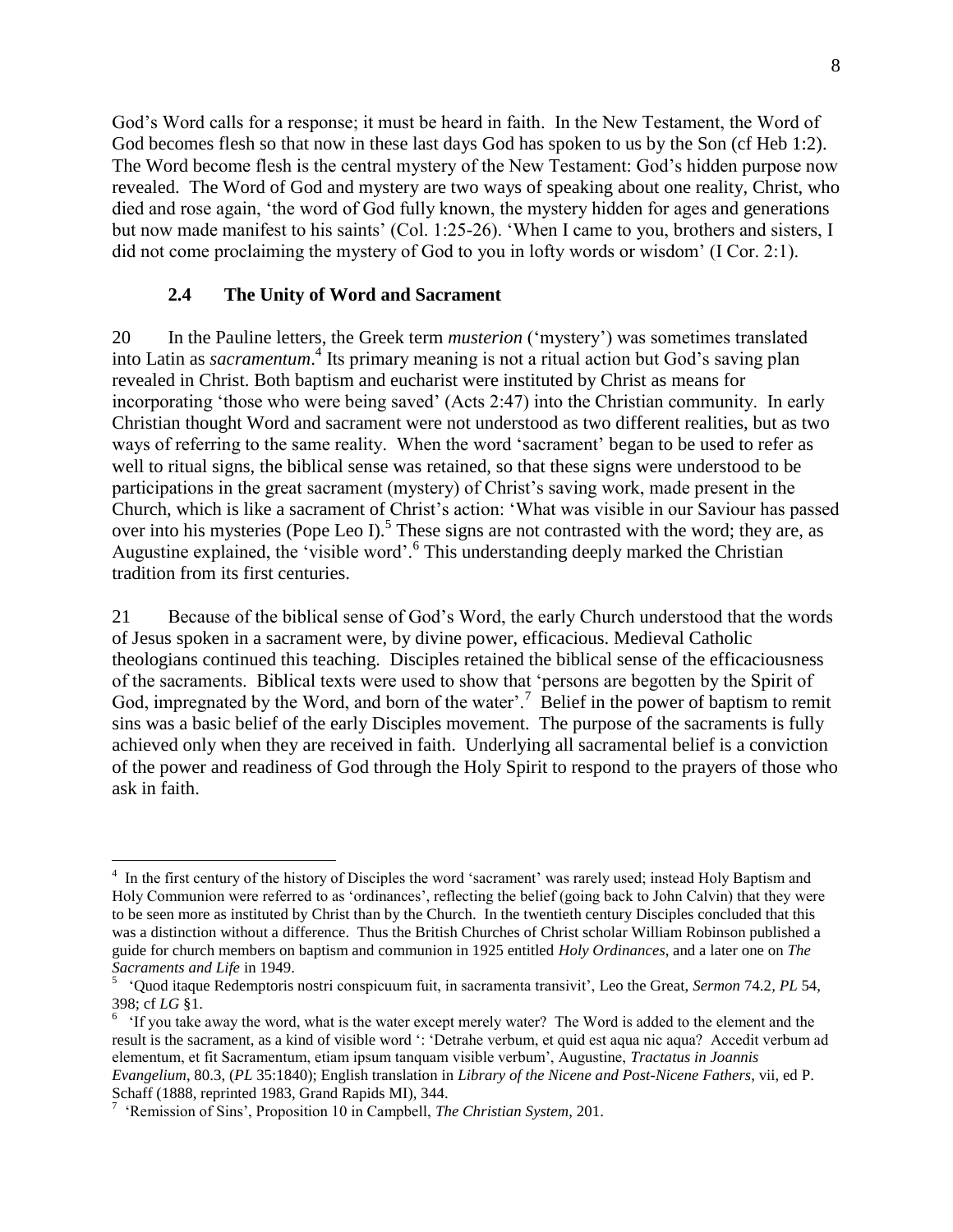God's Word calls for a response; it must be heard in faith. In the New Testament, the Word of God becomes flesh so that now in these last days God has spoken to us by the Son (cf Heb 1:2). The Word become flesh is the central mystery of the New Testament: God's hidden purpose now revealed. The Word of God and mystery are two ways of speaking about one reality, Christ, who died and rose again, 'the word of God fully known, the mystery hidden for ages and generations but now made manifest to his saints' (Col. 1:25-26). 'When I came to you, brothers and sisters, I did not come proclaiming the mystery of God to you in lofty words or wisdom' (I Cor. 2:1).

### 2.4 The Unity of Word and Sacrament

20 In the Pauline letters, the Greek term *musterion* ('mystery') was sometimes translated into Latin as *sacramentum*.[4] Its primary meaning is not a ritual action but God's saving plan revealed in Christ. Both baptism and eucharist were instituted by Christ as means for incorporating 'those who were being saved' (Acts 2:47) into the Christian community. In early Christian thought Word and sacrament were not understood as two different realities, but as two ways of referring to the same reality. When the word 'sacrament' began to be used to refer as well to ritual signs, the biblical sense was retained, so that these signs were understood to be participations in the great sacrament (mystery) of Christ's saving work, made present in the Church, which is like a sacrament of Christ's action: 'What was visible in our Saviour has passed over into his mysteries (Pope Leo I).[5] These signs are not contrasted with the word; they are, as Augustine explained, the 'visible word'.[6] This understanding deeply marked the Christian tradition from its first centuries.

21 Because of the biblical sense of God's Word, the early Church understood that the words of Jesus spoken in a sacrament were, by divine power, efficacious. Medieval Catholic theologians continued this teaching. Disciples retained the biblical sense of the efficaciousness of the sacraments. Biblical texts were used to show that 'persons are begotten by the Spirit of God, impregnated by the Word, and born of the water'.[7] Belief in the power of baptism to remit sins was a basic belief of the early Disciples movement. The purpose of the sacraments is fully achieved only when they are received in faith. Underlying all sacramental belief is a conviction of the power and readiness of God through the Holy Spirit to respond to the prayers of those who ask in faith.

---

[4] In the first century of the history of Disciples the word 'sacrament' was rarely used; instead Holy Baptism and Holy Communion were referred to as 'ordinances', reflecting the belief (going back to John Calvin) that they were to be seen more as instituted by Christ than by the Church. In the twentieth century Disciples concluded that this was a distinction without a difference. Thus the British Churches of Christ scholar William Robinson published a guide for church members on baptism and communion in 1925 entitled *Holy Ordinances*, and a later one on *The Sacraments and Life* in 1949.

[5] 'Quod itaque Redemptoris nostri conspicuum fuit, in sacramenta transivit', Leo the Great, *Sermon* 74.2, *PL* 54, 398; cf *LG* §1.

[6] 'If you take away the word, what is the water except merely water? The Word is added to the element and the result is the sacrament, as a kind of visible word ': 'Detrahe verbum, et quid est aqua nic aqua? Accedit verbum ad elementum, et fit Sacramentum, etiam ipsum tanquam visible verbum', Augustine, *Tractatus in Joannis Evangelium*, 80.3, (*PL* 35:1840); English translation in *Library of the Nicene and Post-Nicene Fathers*, vii, ed P. Schaff (1888, reprinted 1983, Grand Rapids MI), 344.

[7] 'Remission of Sins', Proposition 10 in Campbell, *The Christian System*, 201.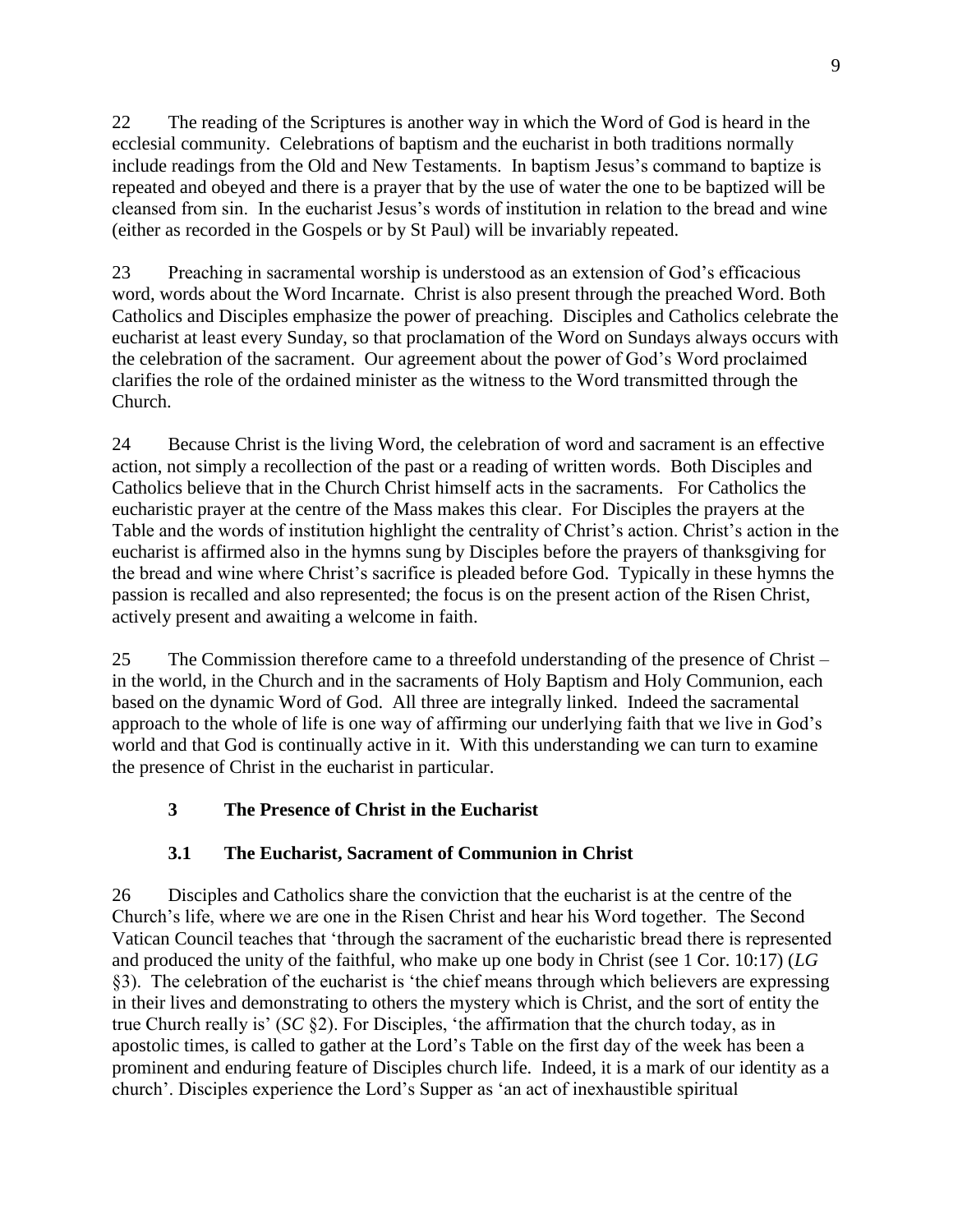22 The reading of the Scriptures is another way in which the Word of God is heard in the ecclesial community. Celebrations of baptism and the eucharist in both traditions normally include readings from the Old and New Testaments. In baptism Jesus's command to baptize is repeated and obeyed and there is a prayer that by the use of water the one to be baptized will be cleansed from sin. In the eucharist Jesus's words of institution in relation to the bread and wine (either as recorded in the Gospels or by St Paul) will be invariably repeated.

23 Preaching in sacramental worship is understood as an extension of God's efficacious word, words about the Word Incarnate. Christ is also present through the preached Word. Both Catholics and Disciples emphasize the power of preaching. Disciples and Catholics celebrate the eucharist at least every Sunday, so that proclamation of the Word on Sundays always occurs with the celebration of the sacrament. Our agreement about the power of God's Word proclaimed clarifies the role of the ordained minister as the witness to the Word transmitted through the Church.

24 Because Christ is the living Word, the celebration of word and sacrament is an effective action, not simply a recollection of the past or a reading of written words. Both Disciples and Catholics believe that in the Church Christ himself acts in the sacraments. For Catholics the eucharistic prayer at the centre of the Mass makes this clear. For Disciples the prayers at the Table and the words of institution highlight the centrality of Christ's action. Christ's action in the eucharist is affirmed also in the hymns sung by Disciples before the prayers of thanksgiving for the bread and wine where Christ's sacrifice is pleaded before God. Typically in these hymns the passion is recalled and also represented; the focus is on the present action of the Risen Christ, actively present and awaiting a welcome in faith.

25 The Commission therefore came to a threefold understanding of the presence of Christ – in the world, in the Church and in the sacraments of Holy Baptism and Holy Communion, each based on the dynamic Word of God. All three are integrally linked. Indeed the sacramental approach to the whole of life is one way of affirming our underlying faith that we live in God's world and that God is continually active in it. With this understanding we can turn to examine the presence of Christ in the eucharist in particular.

## 3 The Presence of Christ in the Eucharist

### 3.1 The Eucharist, Sacrament of Communion in Christ

26 Disciples and Catholics share the conviction that the eucharist is at the centre of the Church's life, where we are one in the Risen Christ and hear his Word together. The Second Vatican Council teaches that 'through the sacrament of the eucharistic bread there is represented and produced the unity of the faithful, who make up one body in Christ (see 1 Cor. 10:17) (*LG* §3). The celebration of the eucharist is 'the chief means through which believers are expressing in their lives and demonstrating to others the mystery which is Christ, and the sort of entity the true Church really is' (*SC* §2). For Disciples, 'the affirmation that the church today, as in apostolic times, is called to gather at the Lord's Table on the first day of the week has been a prominent and enduring feature of Disciples church life. Indeed, it is a mark of our identity as a church'. Disciples experience the Lord's Supper as 'an act of inexhaustible spiritual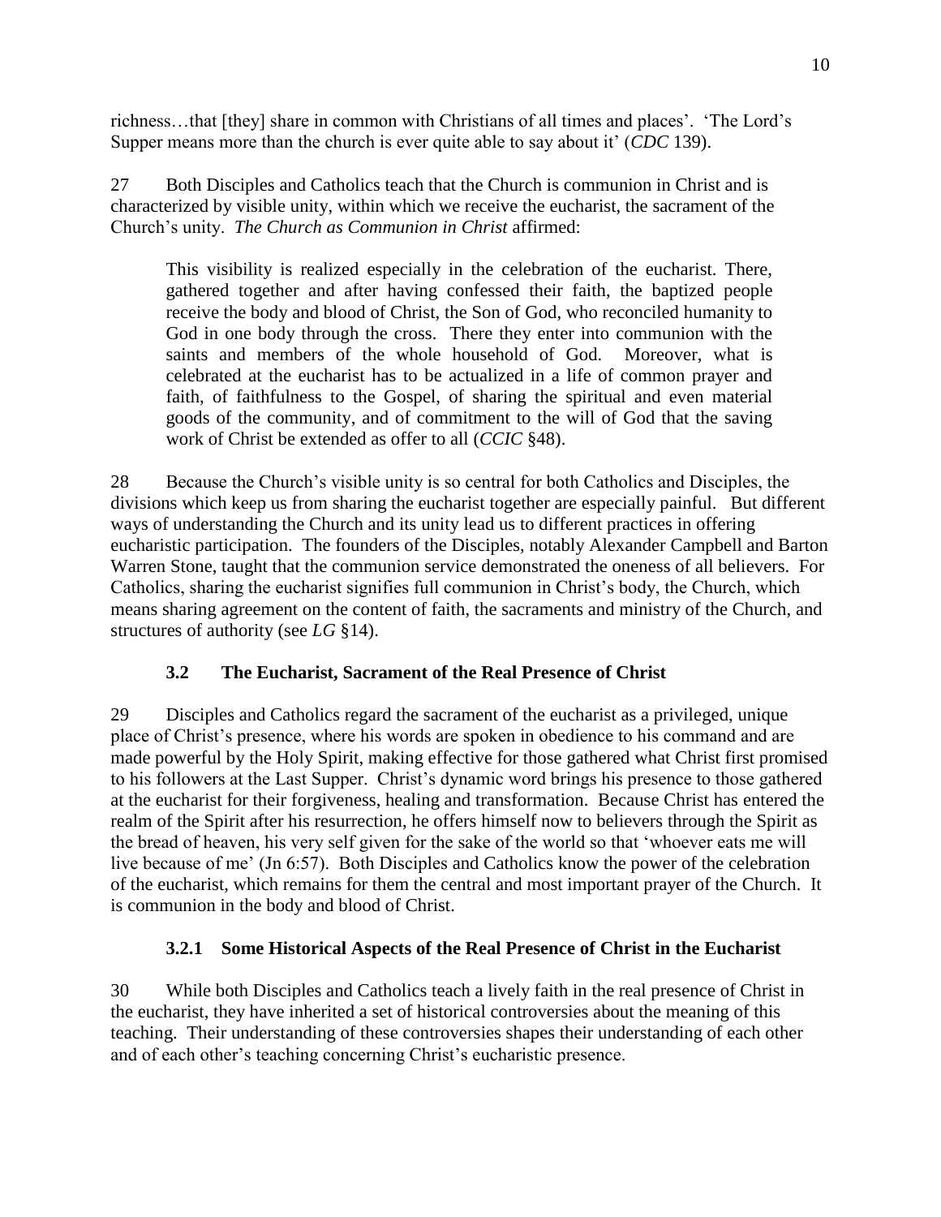richness…that [they] share in common with Christians of all times and places'. 'The Lord's Supper means more than the church is ever quite able to say about it' (*CDC* 139).

27 Both Disciples and Catholics teach that the Church is communion in Christ and is characterized by visible unity, within which we receive the eucharist, the sacrament of the Church's unity. *The Church as Communion in Christ* affirmed:

> This visibility is realized especially in the celebration of the eucharist. There, gathered together and after having confessed their faith, the baptized people receive the body and blood of Christ, the Son of God, who reconciled humanity to God in one body through the cross. There they enter into communion with the saints and members of the whole household of God. Moreover, what is celebrated at the eucharist has to be actualized in a life of common prayer and faith, of faithfulness to the Gospel, of sharing the spiritual and even material goods of the community, and of commitment to the will of God that the saving work of Christ be extended as offer to all (*CCIC* §48).

28 Because the Church's visible unity is so central for both Catholics and Disciples, the divisions which keep us from sharing the eucharist together are especially painful. But different ways of understanding the Church and its unity lead us to different practices in offering eucharistic participation. The founders of the Disciples, notably Alexander Campbell and Barton Warren Stone, taught that the communion service demonstrated the oneness of all believers. For Catholics, sharing the eucharist signifies full communion in Christ's body, the Church, which means sharing agreement on the content of faith, the sacraments and ministry of the Church, and structures of authority (see *LG* §14).

### 3.2 The Eucharist, Sacrament of the Real Presence of Christ

29 Disciples and Catholics regard the sacrament of the eucharist as a privileged, unique place of Christ's presence, where his words are spoken in obedience to his command and are made powerful by the Holy Spirit, making effective for those gathered what Christ first promised to his followers at the Last Supper. Christ's dynamic word brings his presence to those gathered at the eucharist for their forgiveness, healing and transformation. Because Christ has entered the realm of the Spirit after his resurrection, he offers himself now to believers through the Spirit as the bread of heaven, his very self given for the sake of the world so that 'whoever eats me will live because of me' (Jn 6:57). Both Disciples and Catholics know the power of the celebration of the eucharist, which remains for them the central and most important prayer of the Church. It is communion in the body and blood of Christ.

#### 3.2.1 Some Historical Aspects of the Real Presence of Christ in the Eucharist

30 While both Disciples and Catholics teach a lively faith in the real presence of Christ in the eucharist, they have inherited a set of historical controversies about the meaning of this teaching. Their understanding of these controversies shapes their understanding of each other and of each other's teaching concerning Christ's eucharistic presence.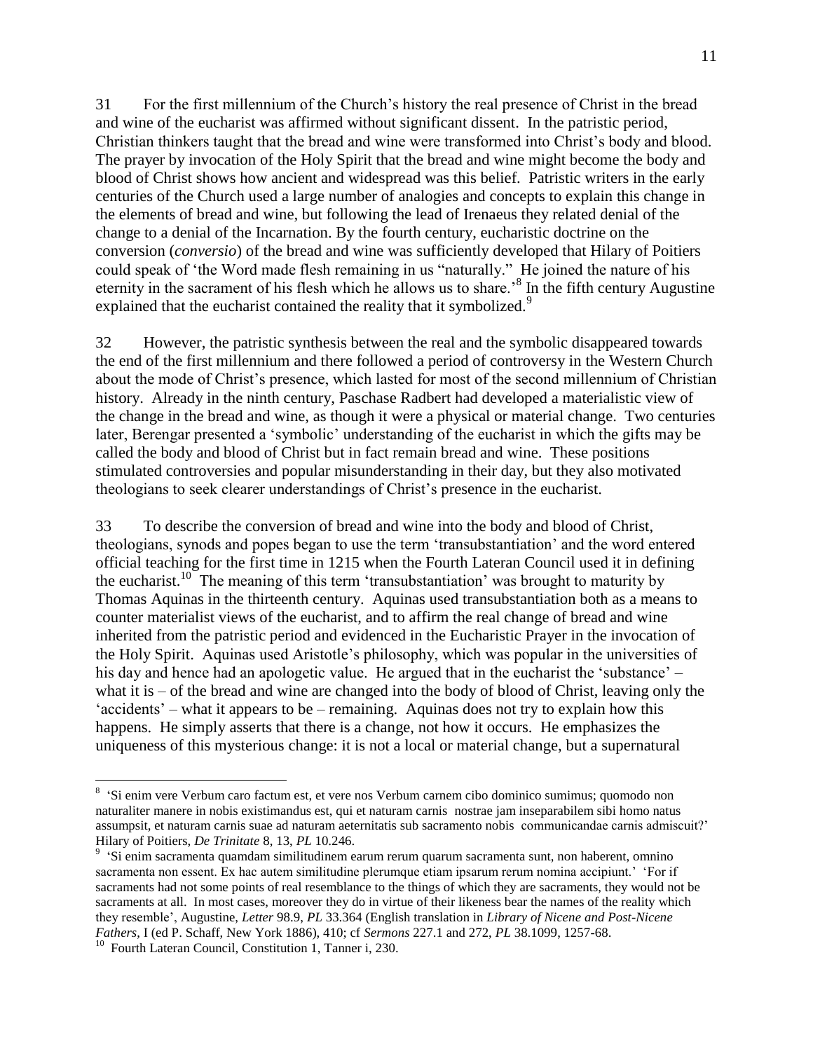31 For the first millennium of the Church's history the real presence of Christ in the bread and wine of the eucharist was affirmed without significant dissent. In the patristic period, Christian thinkers taught that the bread and wine were transformed into Christ's body and blood. The prayer by invocation of the Holy Spirit that the bread and wine might become the body and blood of Christ shows how ancient and widespread was this belief. Patristic writers in the early centuries of the Church used a large number of analogies and concepts to explain this change in the elements of bread and wine, but following the lead of Irenaeus they related denial of the change to a denial of the Incarnation. By the fourth century, eucharistic doctrine on the conversion (*conversio*) of the bread and wine was sufficiently developed that Hilary of Poitiers could speak of 'the Word made flesh remaining in us "naturally." He joined the nature of his eternity in the sacrament of his flesh which he allows us to share.'[8] In the fifth century Augustine explained that the eucharist contained the reality that it symbolized.[9]

32 However, the patristic synthesis between the real and the symbolic disappeared towards the end of the first millennium and there followed a period of controversy in the Western Church about the mode of Christ's presence, which lasted for most of the second millennium of Christian history. Already in the ninth century, Paschase Radbert had developed a materialistic view of the change in the bread and wine, as though it were a physical or material change. Two centuries later, Berengar presented a 'symbolic' understanding of the eucharist in which the gifts may be called the body and blood of Christ but in fact remain bread and wine. These positions stimulated controversies and popular misunderstanding in their day, but they also motivated theologians to seek clearer understandings of Christ's presence in the eucharist.

33 To describe the conversion of bread and wine into the body and blood of Christ, theologians, synods and popes began to use the term 'transubstantiation' and the word entered official teaching for the first time in 1215 when the Fourth Lateran Council used it in defining the eucharist.[10] The meaning of this term 'transubstantiation' was brought to maturity by Thomas Aquinas in the thirteenth century. Aquinas used transubstantiation both as a means to counter materialist views of the eucharist, and to affirm the real change of bread and wine inherited from the patristic period and evidenced in the Eucharistic Prayer in the invocation of the Holy Spirit. Aquinas used Aristotle's philosophy, which was popular in the universities of his day and hence had an apologetic value. He argued that in the eucharist the 'substance' – what it is – of the bread and wine are changed into the body of blood of Christ, leaving only the 'accidents' – what it appears to be – remaining. Aquinas does not try to explain how this happens. He simply asserts that there is a change, not how it occurs. He emphasizes the uniqueness of this mysterious change: it is not a local or material change, but a supernatural

---

[8] 'Si enim vere Verbum caro factum est, et vere nos Verbum carnem cibo dominico sumimus; quomodo non naturaliter manere in nobis existimandus est, qui et naturam carnis nostrae jam inseparabilem sibi homo natus assumpsit, et naturam carnis suae ad naturam aeternitatis sub sacramento nobis communicandae carnis admiscuit?' Hilary of Poitiers, *De Trinitate* 8, 13, *PL* 10.246.

[9] 'Si enim sacramenta quamdam similitudinem earum rerum quarum sacramenta sunt, non haberent, omnino sacramenta non essent. Ex hac autem similitudine plerumque etiam ipsarum rerum nomina accipiunt.' 'For if sacraments had not some points of real resemblance to the things of which they are sacraments, they would not be sacraments at all. In most cases, moreover they do in virtue of their likeness bear the names of the reality which they resemble', Augustine, *Letter* 98.9, *PL* 33.364 (English translation in *Library of Nicene and Post-Nicene Fathers*, I (ed P. Schaff, New York 1886), 410; cf *Sermons* 227.1 and 272, *PL* 38.1099, 1257-68.

[10] Fourth Lateran Council, Constitution 1, Tanner i, 230.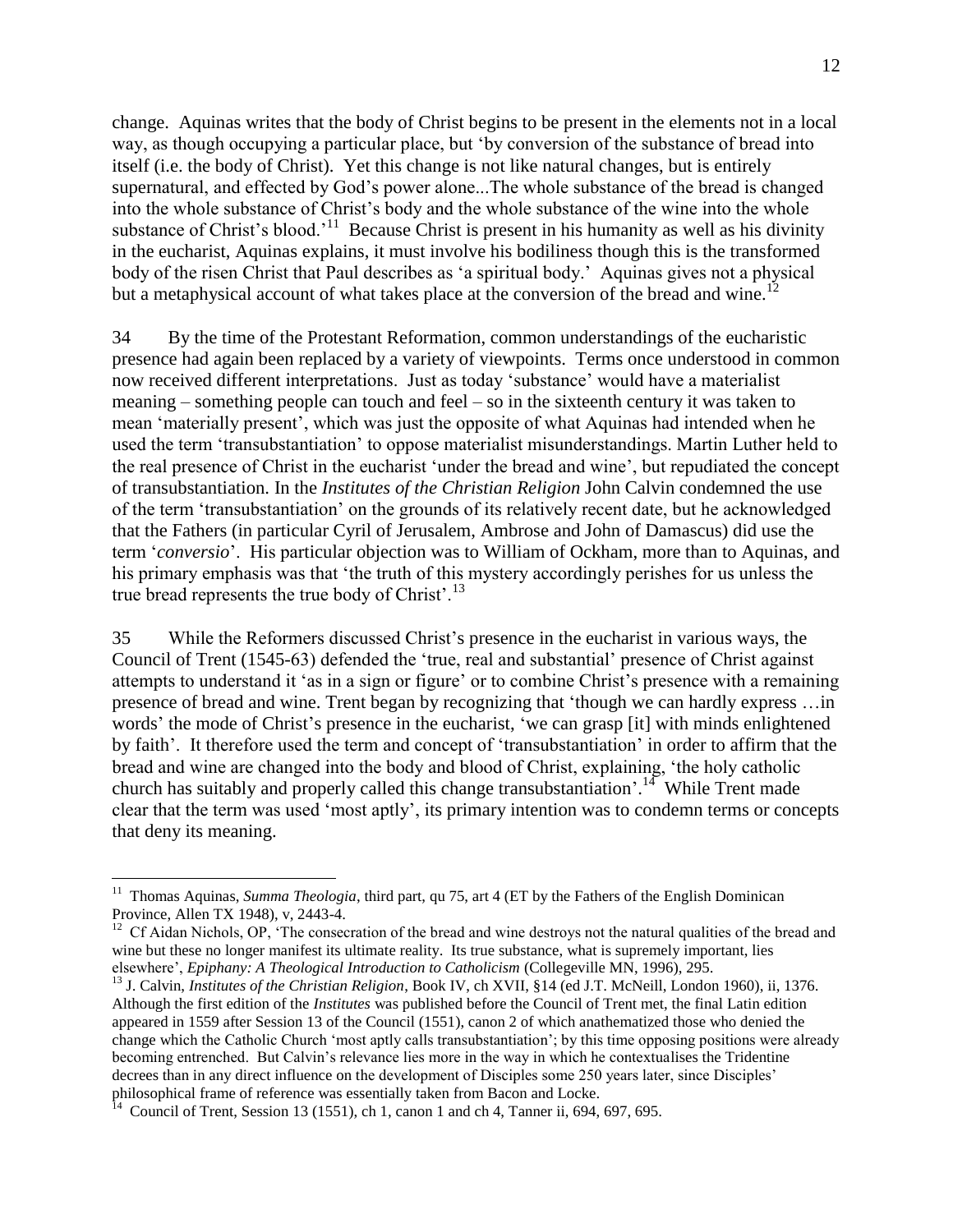change. Aquinas writes that the body of Christ begins to be present in the elements not in a local way, as though occupying a particular place, but 'by conversion of the substance of bread into itself (i.e. the body of Christ). Yet this change is not like natural changes, but is entirely supernatural, and effected by God's power alone...The whole substance of the bread is changed into the whole substance of Christ's body and the whole substance of the wine into the whole substance of Christ's blood.'[11] Because Christ is present in his humanity as well as his divinity in the eucharist, Aquinas explains, it must involve his bodiliness though this is the transformed body of the risen Christ that Paul describes as 'a spiritual body.' Aquinas gives not a physical but a metaphysical account of what takes place at the conversion of the bread and wine.[12]

34 By the time of the Protestant Reformation, common understandings of the eucharistic presence had again been replaced by a variety of viewpoints. Terms once understood in common now received different interpretations. Just as today 'substance' would have a materialist meaning – something people can touch and feel – so in the sixteenth century it was taken to mean 'materially present', which was just the opposite of what Aquinas had intended when he used the term 'transubstantiation' to oppose materialist misunderstandings. Martin Luther held to the real presence of Christ in the eucharist 'under the bread and wine', but repudiated the concept of transubstantiation. In the *Institutes of the Christian Religion* John Calvin condemned the use of the term 'transubstantiation' on the grounds of its relatively recent date, but he acknowledged that the Fathers (in particular Cyril of Jerusalem, Ambrose and John of Damascus) did use the term '*conversio*'. His particular objection was to William of Ockham, more than to Aquinas, and his primary emphasis was that 'the truth of this mystery accordingly perishes for us unless the true bread represents the true body of Christ'.[13]

35 While the Reformers discussed Christ's presence in the eucharist in various ways, the Council of Trent (1545-63) defended the 'true, real and substantial' presence of Christ against attempts to understand it 'as in a sign or figure' or to combine Christ's presence with a remaining presence of bread and wine. Trent began by recognizing that 'though we can hardly express …in words' the mode of Christ's presence in the eucharist, 'we can grasp [it] with minds enlightened by faith'. It therefore used the term and concept of 'transubstantiation' in order to affirm that the bread and wine are changed into the body and blood of Christ, explaining, 'the holy catholic church has suitably and properly called this change transubstantiation'.[14] While Trent made clear that the term was used 'most aptly', its primary intention was to condemn terms or concepts that deny its meaning.

---

[11] Thomas Aquinas, *Summa Theologia*, third part, qu 75, art 4 (ET by the Fathers of the English Dominican Province, Allen TX 1948), v, 2443-4.

[12] Cf Aidan Nichols, OP, 'The consecration of the bread and wine destroys not the natural qualities of the bread and wine but these no longer manifest its ultimate reality. Its true substance, what is supremely important, lies elsewhere', *Epiphany: A Theological Introduction to Catholicism* (Collegeville MN, 1996), 295.

[13] J. Calvin, *Institutes of the Christian Religion*, Book IV, ch XVII, §14 (ed J.T. McNeill, London 1960), ii, 1376. Although the first edition of the *Institutes* was published before the Council of Trent met, the final Latin edition appeared in 1559 after Session 13 of the Council (1551), canon 2 of which anathematized those who denied the change which the Catholic Church 'most aptly calls transubstantiation'; by this time opposing positions were already becoming entrenched. But Calvin's relevance lies more in the way in which he contextualises the Tridentine decrees than in any direct influence on the development of Disciples some 250 years later, since Disciples' philosophical frame of reference was essentially taken from Bacon and Locke.

[14] Council of Trent, Session 13 (1551), ch 1, canon 1 and ch 4, Tanner ii, 694, 697, 695.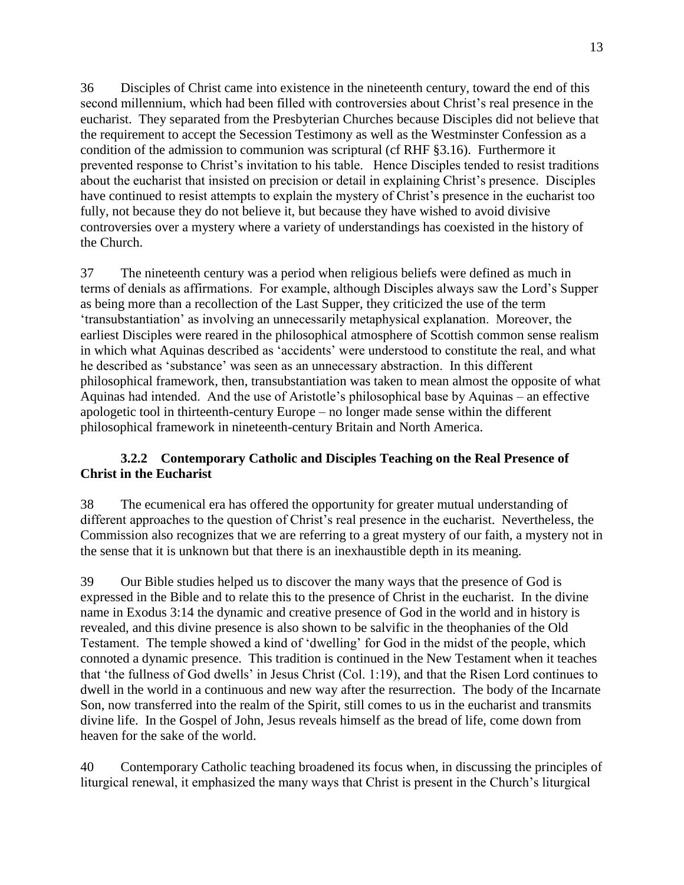36 Disciples of Christ came into existence in the nineteenth century, toward the end of this second millennium, which had been filled with controversies about Christ's real presence in the eucharist. They separated from the Presbyterian Churches because Disciples did not believe that the requirement to accept the Secession Testimony as well as the Westminster Confession as a condition of the admission to communion was scriptural (cf RHF §3.16). Furthermore it prevented response to Christ's invitation to his table. Hence Disciples tended to resist traditions about the eucharist that insisted on precision or detail in explaining Christ's presence. Disciples have continued to resist attempts to explain the mystery of Christ's presence in the eucharist too fully, not because they do not believe it, but because they have wished to avoid divisive controversies over a mystery where a variety of understandings has coexisted in the history of the Church.

37 The nineteenth century was a period when religious beliefs were defined as much in terms of denials as affirmations. For example, although Disciples always saw the Lord's Supper as being more than a recollection of the Last Supper, they criticized the use of the term 'transubstantiation' as involving an unnecessarily metaphysical explanation. Moreover, the earliest Disciples were reared in the philosophical atmosphere of Scottish common sense realism in which what Aquinas described as 'accidents' were understood to constitute the real, and what he described as 'substance' was seen as an unnecessary abstraction. In this different philosophical framework, then, transubstantiation was taken to mean almost the opposite of what Aquinas had intended. And the use of Aristotle's philosophical base by Aquinas – an effective apologetic tool in thirteenth-century Europe – no longer made sense within the different philosophical framework in nineteenth-century Britain and North America.

### 3.2.2 Contemporary Catholic and Disciples Teaching on the Real Presence of Christ in the Eucharist

38 The ecumenical era has offered the opportunity for greater mutual understanding of different approaches to the question of Christ's real presence in the eucharist. Nevertheless, the Commission also recognizes that we are referring to a great mystery of our faith, a mystery not in the sense that it is unknown but that there is an inexhaustible depth in its meaning.

39 Our Bible studies helped us to discover the many ways that the presence of God is expressed in the Bible and to relate this to the presence of Christ in the eucharist. In the divine name in Exodus 3:14 the dynamic and creative presence of God in the world and in history is revealed, and this divine presence is also shown to be salvific in the theophanies of the Old Testament. The temple showed a kind of 'dwelling' for God in the midst of the people, which connoted a dynamic presence. This tradition is continued in the New Testament when it teaches that 'the fullness of God dwells' in Jesus Christ (Col. 1:19), and that the Risen Lord continues to dwell in the world in a continuous and new way after the resurrection. The body of the Incarnate Son, now transferred into the realm of the Spirit, still comes to us in the eucharist and transmits divine life. In the Gospel of John, Jesus reveals himself as the bread of life, come down from heaven for the sake of the world.

40 Contemporary Catholic teaching broadened its focus when, in discussing the principles of liturgical renewal, it emphasized the many ways that Christ is present in the Church's liturgical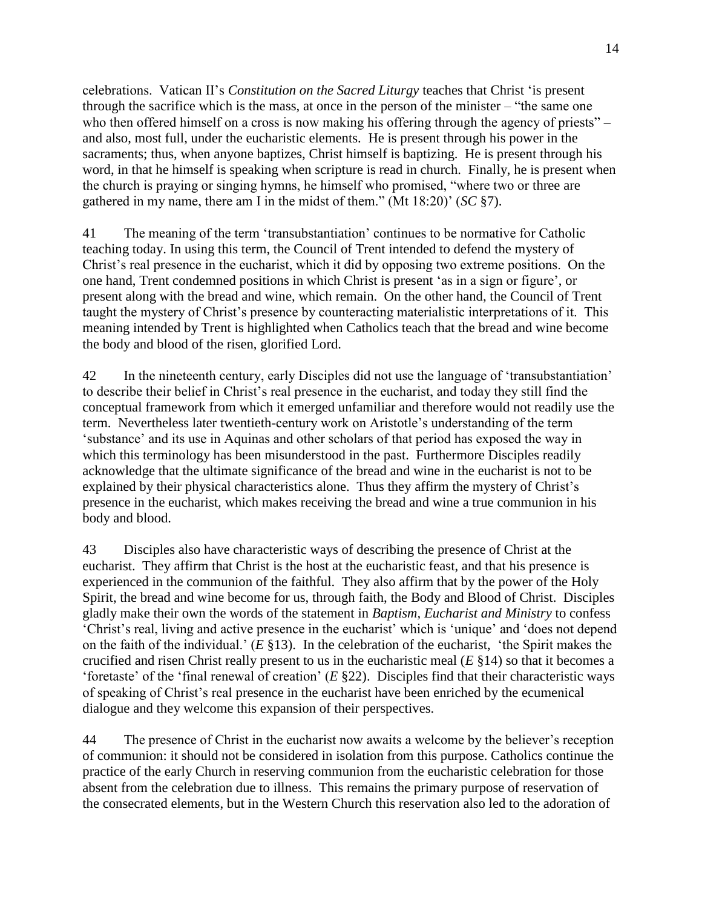celebrations. Vatican II's *Constitution on the Sacred Liturgy* teaches that Christ 'is present through the sacrifice which is the mass, at once in the person of the minister – "the same one who then offered himself on a cross is now making his offering through the agency of priests" – and also, most full, under the eucharistic elements. He is present through his power in the sacraments; thus, when anyone baptizes, Christ himself is baptizing. He is present through his word, in that he himself is speaking when scripture is read in church. Finally, he is present when the church is praying or singing hymns, he himself who promised, "where two or three are gathered in my name, there am I in the midst of them." (Mt 18:20)' (*SC* §7).

41 The meaning of the term 'transubstantiation' continues to be normative for Catholic teaching today. In using this term, the Council of Trent intended to defend the mystery of Christ's real presence in the eucharist, which it did by opposing two extreme positions. On the one hand, Trent condemned positions in which Christ is present 'as in a sign or figure', or present along with the bread and wine, which remain. On the other hand, the Council of Trent taught the mystery of Christ's presence by counteracting materialistic interpretations of it. This meaning intended by Trent is highlighted when Catholics teach that the bread and wine become the body and blood of the risen, glorified Lord.

42 In the nineteenth century, early Disciples did not use the language of 'transubstantiation' to describe their belief in Christ's real presence in the eucharist, and today they still find the conceptual framework from which it emerged unfamiliar and therefore would not readily use the term. Nevertheless later twentieth-century work on Aristotle's understanding of the term 'substance' and its use in Aquinas and other scholars of that period has exposed the way in which this terminology has been misunderstood in the past. Furthermore Disciples readily acknowledge that the ultimate significance of the bread and wine in the eucharist is not to be explained by their physical characteristics alone. Thus they affirm the mystery of Christ's presence in the eucharist, which makes receiving the bread and wine a true communion in his body and blood.

43 Disciples also have characteristic ways of describing the presence of Christ at the eucharist. They affirm that Christ is the host at the eucharistic feast, and that his presence is experienced in the communion of the faithful. They also affirm that by the power of the Holy Spirit, the bread and wine become for us, through faith, the Body and Blood of Christ. Disciples gladly make their own the words of the statement in *Baptism, Eucharist and Ministry* to confess 'Christ's real, living and active presence in the eucharist' which is 'unique' and 'does not depend on the faith of the individual.' (*E* §13). In the celebration of the eucharist, 'the Spirit makes the crucified and risen Christ really present to us in the eucharistic meal (*E* §14) so that it becomes a 'foretaste' of the 'final renewal of creation' (*E* §22). Disciples find that their characteristic ways of speaking of Christ's real presence in the eucharist have been enriched by the ecumenical dialogue and they welcome this expansion of their perspectives.

44 The presence of Christ in the eucharist now awaits a welcome by the believer's reception of communion: it should not be considered in isolation from this purpose. Catholics continue the practice of the early Church in reserving communion from the eucharistic celebration for those absent from the celebration due to illness. This remains the primary purpose of reservation of the consecrated elements, but in the Western Church this reservation also led to the adoration of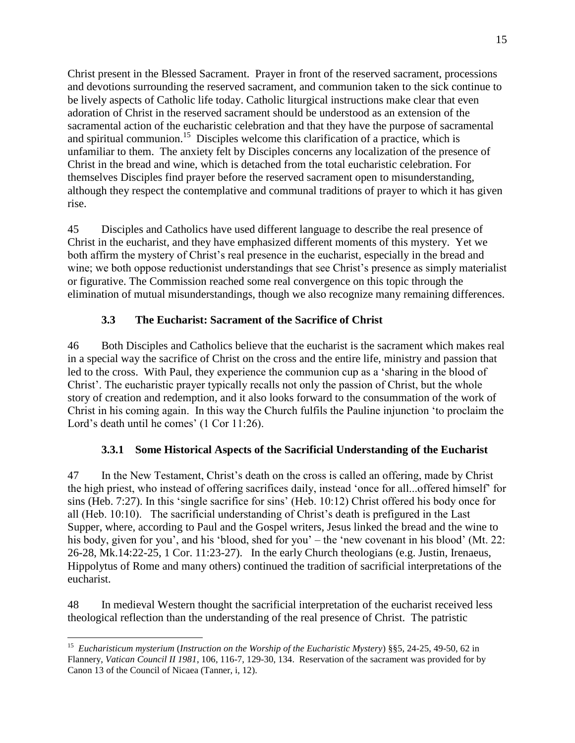Christ present in the Blessed Sacrament. Prayer in front of the reserved sacrament, processions and devotions surrounding the reserved sacrament, and communion taken to the sick continue to be lively aspects of Catholic life today. Catholic liturgical instructions make clear that even adoration of Christ in the reserved sacrament should be understood as an extension of the sacramental action of the eucharistic celebration and that they have the purpose of sacramental and spiritual communion.[15] Disciples welcome this clarification of a practice, which is unfamiliar to them. The anxiety felt by Disciples concerns any localization of the presence of Christ in the bread and wine, which is detached from the total eucharistic celebration. For themselves Disciples find prayer before the reserved sacrament open to misunderstanding, although they respect the contemplative and communal traditions of prayer to which it has given rise.

45 Disciples and Catholics have used different language to describe the real presence of Christ in the eucharist, and they have emphasized different moments of this mystery. Yet we both affirm the mystery of Christ's real presence in the eucharist, especially in the bread and wine; we both oppose reductionist understandings that see Christ's presence as simply materialist or figurative. The Commission reached some real convergence on this topic through the elimination of mutual misunderstandings, though we also recognize many remaining differences.

### 3.3 The Eucharist: Sacrament of the Sacrifice of Christ

46 Both Disciples and Catholics believe that the eucharist is the sacrament which makes real in a special way the sacrifice of Christ on the cross and the entire life, ministry and passion that led to the cross. With Paul, they experience the communion cup as a 'sharing in the blood of Christ'. The eucharistic prayer typically recalls not only the passion of Christ, but the whole story of creation and redemption, and it also looks forward to the consummation of the work of Christ in his coming again. In this way the Church fulfils the Pauline injunction 'to proclaim the Lord's death until he comes' (1 Cor 11:26).

#### 3.3.1 Some Historical Aspects of the Sacrificial Understanding of the Eucharist

47 In the New Testament, Christ's death on the cross is called an offering, made by Christ the high priest, who instead of offering sacrifices daily, instead 'once for all...offered himself' for sins (Heb. 7:27). In this 'single sacrifice for sins' (Heb. 10:12) Christ offered his body once for all (Heb. 10:10). The sacrificial understanding of Christ's death is prefigured in the Last Supper, where, according to Paul and the Gospel writers, Jesus linked the bread and the wine to his body, given for you', and his 'blood, shed for you' – the 'new covenant in his blood' (Mt. 22: 26-28, Mk.14:22-25, 1 Cor. 11:23-27). In the early Church theologians (e.g. Justin, Irenaeus, Hippolytus of Rome and many others) continued the tradition of sacrificial interpretations of the eucharist.

48 In medieval Western thought the sacrificial interpretation of the eucharist received less theological reflection than the understanding of the real presence of Christ. The patristic

---

[15] *Eucharisticum mysterium* (*Instruction on the Worship of the Eucharistic Mystery*) §§5, 24-25, 49-50, 62 in Flannery, *Vatican Council II 1981*, 106, 116-7, 129-30, 134. Reservation of the sacrament was provided for by Canon 13 of the Council of Nicaea (Tanner, i, 12).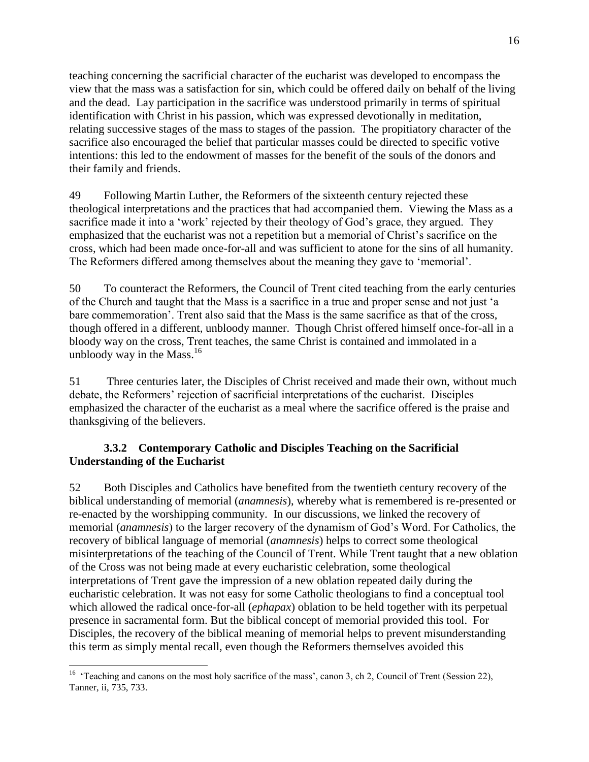teaching concerning the sacrificial character of the eucharist was developed to encompass the view that the mass was a satisfaction for sin, which could be offered daily on behalf of the living and the dead. Lay participation in the sacrifice was understood primarily in terms of spiritual identification with Christ in his passion, which was expressed devotionally in meditation, relating successive stages of the mass to stages of the passion. The propitiatory character of the sacrifice also encouraged the belief that particular masses could be directed to specific votive intentions: this led to the endowment of masses for the benefit of the souls of the donors and their family and friends.

49 Following Martin Luther, the Reformers of the sixteenth century rejected these theological interpretations and the practices that had accompanied them. Viewing the Mass as a sacrifice made it into a 'work' rejected by their theology of God's grace, they argued. They emphasized that the eucharist was not a repetition but a memorial of Christ's sacrifice on the cross, which had been made once-for-all and was sufficient to atone for the sins of all humanity. The Reformers differed among themselves about the meaning they gave to 'memorial'.

50 To counteract the Reformers, the Council of Trent cited teaching from the early centuries of the Church and taught that the Mass is a sacrifice in a true and proper sense and not just 'a bare commemoration'. Trent also said that the Mass is the same sacrifice as that of the cross, though offered in a different, unbloody manner. Though Christ offered himself once-for-all in a bloody way on the cross, Trent teaches, the same Christ is contained and immolated in a unbloody way in the Mass.[16]

51 Three centuries later, the Disciples of Christ received and made their own, without much debate, the Reformers' rejection of sacrificial interpretations of the eucharist. Disciples emphasized the character of the eucharist as a meal where the sacrifice offered is the praise and thanksgiving of the believers.

### 3.3.2 Contemporary Catholic and Disciples Teaching on the Sacrificial Understanding of the Eucharist

52 Both Disciples and Catholics have benefited from the twentieth century recovery of the biblical understanding of memorial (*anamnesis*), whereby what is remembered is re-presented or re-enacted by the worshipping community. In our discussions, we linked the recovery of memorial (*anamnesis*) to the larger recovery of the dynamism of God's Word. For Catholics, the recovery of biblical language of memorial (*anamnesis*) helps to correct some theological misinterpretations of the teaching of the Council of Trent. While Trent taught that a new oblation of the Cross was not being made at every eucharistic celebration, some theological interpretations of Trent gave the impression of a new oblation repeated daily during the eucharistic celebration. It was not easy for some Catholic theologians to find a conceptual tool which allowed the radical once-for-all (*ephapax*) oblation to be held together with its perpetual presence in sacramental form. But the biblical concept of memorial provided this tool. For Disciples, the recovery of the biblical meaning of memorial helps to prevent misunderstanding this term as simply mental recall, even though the Reformers themselves avoided this

---

[16] 'Teaching and canons on the most holy sacrifice of the mass', canon 3, ch 2, Council of Trent (Session 22), Tanner, ii, 735, 733.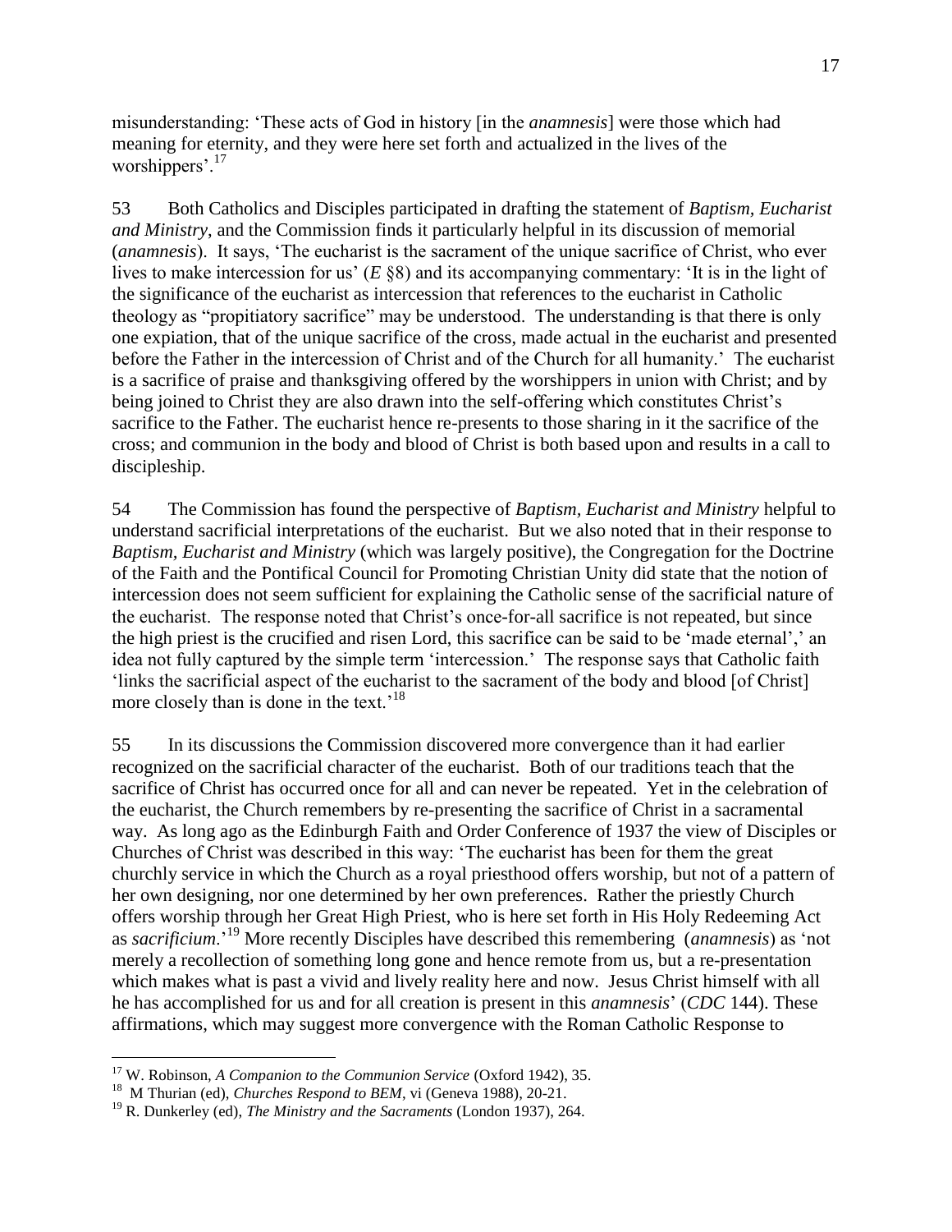misunderstanding: 'These acts of God in history [in the *anamnesis*] were those which had meaning for eternity, and they were here set forth and actualized in the lives of the worshippers'.[17]

53 Both Catholics and Disciples participated in drafting the statement of *Baptism, Eucharist and Ministry*, and the Commission finds it particularly helpful in its discussion of memorial (*anamnesis*). It says, 'The eucharist is the sacrament of the unique sacrifice of Christ, who ever lives to make intercession for us' (*E* §8) and its accompanying commentary: 'It is in the light of the significance of the eucharist as intercession that references to the eucharist in Catholic theology as "propitiatory sacrifice" may be understood. The understanding is that there is only one expiation, that of the unique sacrifice of the cross, made actual in the eucharist and presented before the Father in the intercession of Christ and of the Church for all humanity.' The eucharist is a sacrifice of praise and thanksgiving offered by the worshippers in union with Christ; and by being joined to Christ they are also drawn into the self-offering which constitutes Christ's sacrifice to the Father. The eucharist hence re-presents to those sharing in it the sacrifice of the cross; and communion in the body and blood of Christ is both based upon and results in a call to discipleship.

54 The Commission has found the perspective of *Baptism, Eucharist and Ministry* helpful to understand sacrificial interpretations of the eucharist. But we also noted that in their response to *Baptism, Eucharist and Ministry* (which was largely positive), the Congregation for the Doctrine of the Faith and the Pontifical Council for Promoting Christian Unity did state that the notion of intercession does not seem sufficient for explaining the Catholic sense of the sacrificial nature of the eucharist. The response noted that Christ's once-for-all sacrifice is not repeated, but since the high priest is the crucified and risen Lord, this sacrifice can be said to be 'made eternal',' an idea not fully captured by the simple term 'intercession.' The response says that Catholic faith 'links the sacrificial aspect of the eucharist to the sacrament of the body and blood [of Christ] more closely than is done in the text.'[18]

55 In its discussions the Commission discovered more convergence than it had earlier recognized on the sacrificial character of the eucharist. Both of our traditions teach that the sacrifice of Christ has occurred once for all and can never be repeated. Yet in the celebration of the eucharist, the Church remembers by re-presenting the sacrifice of Christ in a sacramental way. As long ago as the Edinburgh Faith and Order Conference of 1937 the view of Disciples or Churches of Christ was described in this way: 'The eucharist has been for them the great churchly service in which the Church as a royal priesthood offers worship, but not of a pattern of her own designing, nor one determined by her own preferences. Rather the priestly Church offers worship through her Great High Priest, who is here set forth in His Holy Redeeming Act as *sacrificium*.'[19] More recently Disciples have described this remembering (*anamnesis*) as 'not merely a recollection of something long gone and hence remote from us, but a re-presentation which makes what is past a vivid and lively reality here and now. Jesus Christ himself with all he has accomplished for us and for all creation is present in this *anamnesis*' (*CDC* 144). These affirmations, which may suggest more convergence with the Roman Catholic Response to

---

[17] W. Robinson, *A Companion to the Communion Service* (Oxford 1942), 35.

[18] M Thurian (ed), *Churches Respond to BEM*, vi (Geneva 1988), 20-21.

[19] R. Dunkerley (ed), *The Ministry and the Sacraments* (London 1937), 264.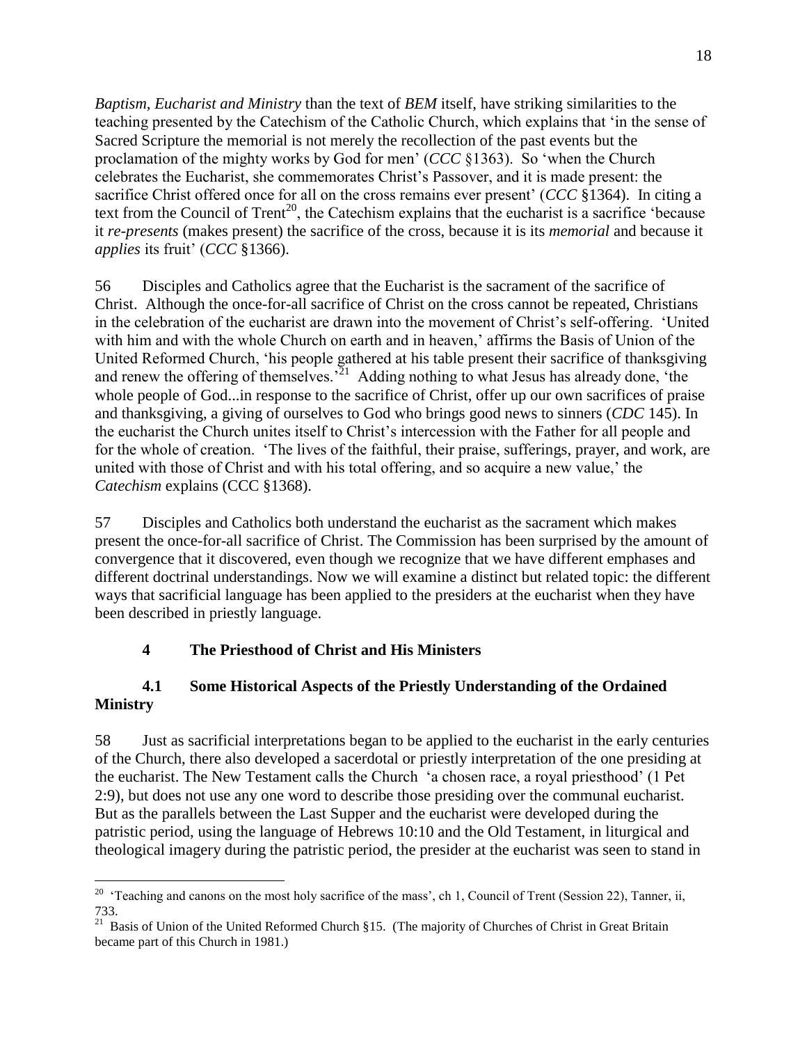*Baptism, Eucharist and Ministry* than the text of *BEM* itself, have striking similarities to the teaching presented by the Catechism of the Catholic Church, which explains that 'in the sense of Sacred Scripture the memorial is not merely the recollection of the past events but the proclamation of the mighty works by God for men' (*CCC* §1363). So 'when the Church celebrates the Eucharist, she commemorates Christ's Passover, and it is made present: the sacrifice Christ offered once for all on the cross remains ever present' (*CCC* §1364). In citing a text from the Council of Trent[20], the Catechism explains that the eucharist is a sacrifice 'because it *re-presents* (makes present) the sacrifice of the cross, because it is its *memorial* and because it *applies* its fruit' (*CCC* §1366).

56 Disciples and Catholics agree that the Eucharist is the sacrament of the sacrifice of Christ. Although the once-for-all sacrifice of Christ on the cross cannot be repeated, Christians in the celebration of the eucharist are drawn into the movement of Christ's self-offering. 'United with him and with the whole Church on earth and in heaven,' affirms the Basis of Union of the United Reformed Church, 'his people gathered at his table present their sacrifice of thanksgiving and renew the offering of themselves.'[21] Adding nothing to what Jesus has already done, 'the whole people of God...in response to the sacrifice of Christ, offer up our own sacrifices of praise and thanksgiving, a giving of ourselves to God who brings good news to sinners (*CDC* 145). In the eucharist the Church unites itself to Christ's intercession with the Father for all people and for the whole of creation. 'The lives of the faithful, their praise, sufferings, prayer, and work, are united with those of Christ and with his total offering, and so acquire a new value,' the *Catechism* explains (CCC §1368).

57 Disciples and Catholics both understand the eucharist as the sacrament which makes present the once-for-all sacrifice of Christ. The Commission has been surprised by the amount of convergence that it discovered, even though we recognize that we have different emphases and different doctrinal understandings. Now we will examine a distinct but related topic: the different ways that sacrificial language has been applied to the presiders at the eucharist when they have been described in priestly language.

## 4 The Priesthood of Christ and His Ministers

### 4.1 Some Historical Aspects of the Priestly Understanding of the Ordained Ministry

58 Just as sacrificial interpretations began to be applied to the eucharist in the early centuries of the Church, there also developed a sacerdotal or priestly interpretation of the one presiding at the eucharist. The New Testament calls the Church 'a chosen race, a royal priesthood' (1 Pet 2:9), but does not use any one word to describe those presiding over the communal eucharist. But as the parallels between the Last Supper and the eucharist were developed during the patristic period, using the language of Hebrews 10:10 and the Old Testament, in liturgical and theological imagery during the patristic period, the presider at the eucharist was seen to stand in

---

[20] 'Teaching and canons on the most holy sacrifice of the mass', ch 1, Council of Trent (Session 22), Tanner, ii, 733.

[21] Basis of Union of the United Reformed Church §15. (The majority of Churches of Christ in Great Britain became part of this Church in 1981.)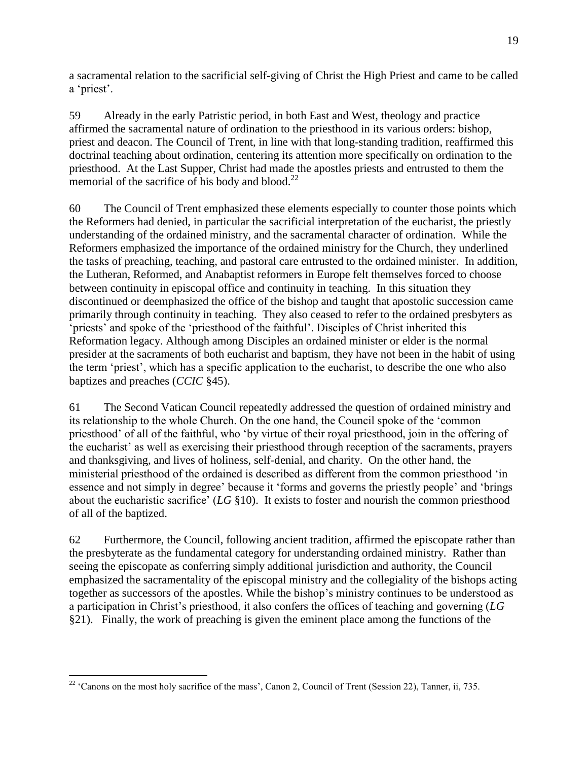a sacramental relation to the sacrificial self-giving of Christ the High Priest and came to be called a 'priest'.

59 Already in the early Patristic period, in both East and West, theology and practice affirmed the sacramental nature of ordination to the priesthood in its various orders: bishop, priest and deacon. The Council of Trent, in line with that long-standing tradition, reaffirmed this doctrinal teaching about ordination, centering its attention more specifically on ordination to the priesthood. At the Last Supper, Christ had made the apostles priests and entrusted to them the memorial of the sacrifice of his body and blood.[22]

60 The Council of Trent emphasized these elements especially to counter those points which the Reformers had denied, in particular the sacrificial interpretation of the eucharist, the priestly understanding of the ordained ministry, and the sacramental character of ordination. While the Reformers emphasized the importance of the ordained ministry for the Church, they underlined the tasks of preaching, teaching, and pastoral care entrusted to the ordained minister. In addition, the Lutheran, Reformed, and Anabaptist reformers in Europe felt themselves forced to choose between continuity in episcopal office and continuity in teaching. In this situation they discontinued or deemphasized the office of the bishop and taught that apostolic succession came primarily through continuity in teaching. They also ceased to refer to the ordained presbyters as 'priests' and spoke of the 'priesthood of the faithful'. Disciples of Christ inherited this Reformation legacy. Although among Disciples an ordained minister or elder is the normal presider at the sacraments of both eucharist and baptism, they have not been in the habit of using the term 'priest', which has a specific application to the eucharist, to describe the one who also baptizes and preaches (*CCIC* §45).

61 The Second Vatican Council repeatedly addressed the question of ordained ministry and its relationship to the whole Church. On the one hand, the Council spoke of the 'common priesthood' of all of the faithful, who 'by virtue of their royal priesthood, join in the offering of the eucharist' as well as exercising their priesthood through reception of the sacraments, prayers and thanksgiving, and lives of holiness, self-denial, and charity. On the other hand, the ministerial priesthood of the ordained is described as different from the common priesthood 'in essence and not simply in degree' because it 'forms and governs the priestly people' and 'brings about the eucharistic sacrifice' (*LG* §10). It exists to foster and nourish the common priesthood of all of the baptized.

62 Furthermore, the Council, following ancient tradition, affirmed the episcopate rather than the presbyterate as the fundamental category for understanding ordained ministry. Rather than seeing the episcopate as conferring simply additional jurisdiction and authority, the Council emphasized the sacramentality of the episcopal ministry and the collegiality of the bishops acting together as successors of the apostles. While the bishop's ministry continues to be understood as a participation in Christ's priesthood, it also confers the offices of teaching and governing (*LG* §21). Finally, the work of preaching is given the eminent place among the functions of the

---

[22] 'Canons on the most holy sacrifice of the mass', Canon 2, Council of Trent (Session 22), Tanner, ii, 735.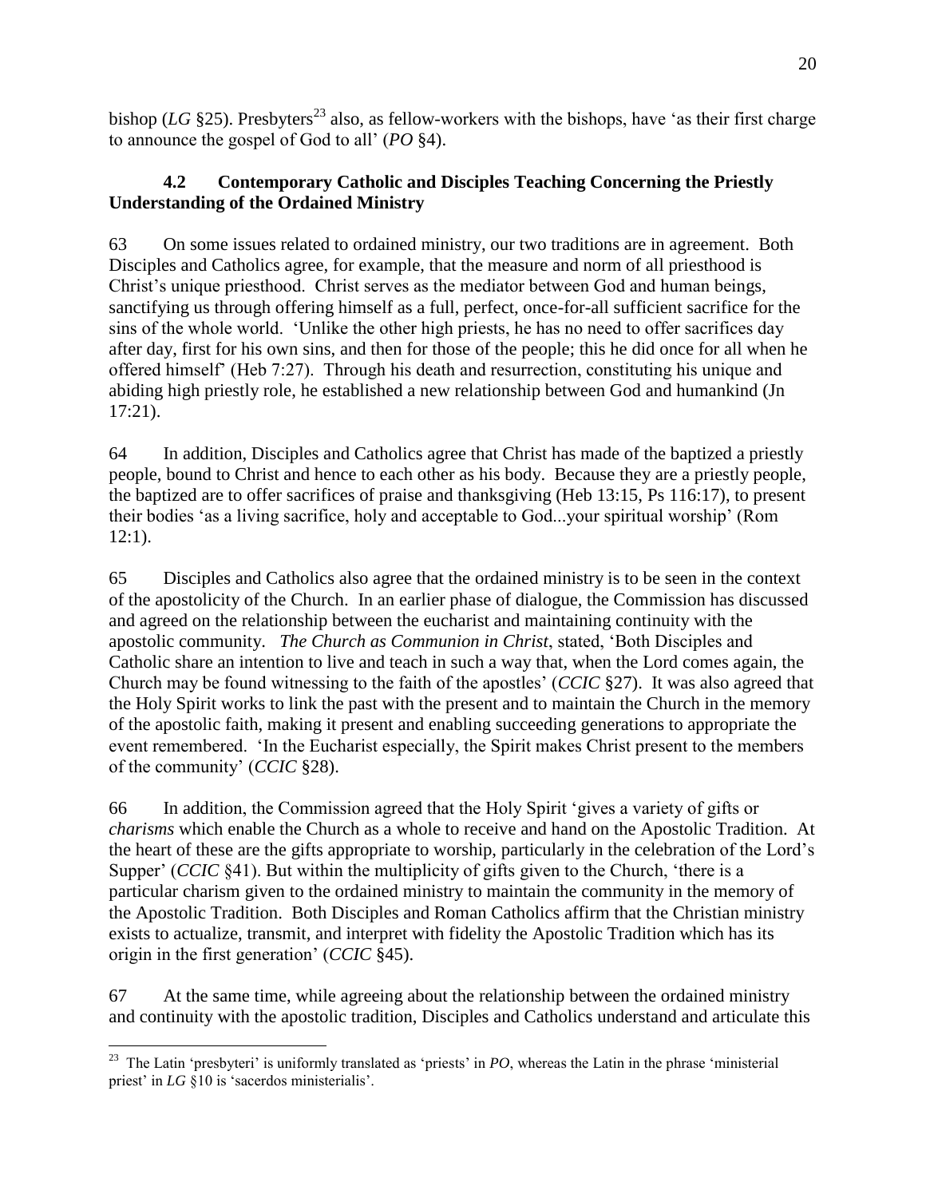bishop (*LG* §25). Presbyters[23] also, as fellow-workers with the bishops, have 'as their first charge to announce the gospel of God to all' (*PO* §4).

### 4.2 Contemporary Catholic and Disciples Teaching Concerning the Priestly Understanding of the Ordained Ministry

63 On some issues related to ordained ministry, our two traditions are in agreement. Both Disciples and Catholics agree, for example, that the measure and norm of all priesthood is Christ's unique priesthood. Christ serves as the mediator between God and human beings, sanctifying us through offering himself as a full, perfect, once-for-all sufficient sacrifice for the sins of the whole world. 'Unlike the other high priests, he has no need to offer sacrifices day after day, first for his own sins, and then for those of the people; this he did once for all when he offered himself' (Heb 7:27). Through his death and resurrection, constituting his unique and abiding high priestly role, he established a new relationship between God and humankind (Jn 17:21).

64 In addition, Disciples and Catholics agree that Christ has made of the baptized a priestly people, bound to Christ and hence to each other as his body. Because they are a priestly people, the baptized are to offer sacrifices of praise and thanksgiving (Heb 13:15, Ps 116:17), to present their bodies 'as a living sacrifice, holy and acceptable to God...your spiritual worship' (Rom 12:1).

65 Disciples and Catholics also agree that the ordained ministry is to be seen in the context of the apostolicity of the Church. In an earlier phase of dialogue, the Commission has discussed and agreed on the relationship between the eucharist and maintaining continuity with the apostolic community. *The Church as Communion in Christ*, stated, 'Both Disciples and Catholic share an intention to live and teach in such a way that, when the Lord comes again, the Church may be found witnessing to the faith of the apostles' (*CCIC* §27). It was also agreed that the Holy Spirit works to link the past with the present and to maintain the Church in the memory of the apostolic faith, making it present and enabling succeeding generations to appropriate the event remembered. 'In the Eucharist especially, the Spirit makes Christ present to the members of the community' (*CCIC* §28).

66 In addition, the Commission agreed that the Holy Spirit 'gives a variety of gifts or *charisms* which enable the Church as a whole to receive and hand on the Apostolic Tradition. At the heart of these are the gifts appropriate to worship, particularly in the celebration of the Lord's Supper' (*CCIC* §41). But within the multiplicity of gifts given to the Church, 'there is a particular charism given to the ordained ministry to maintain the community in the memory of the Apostolic Tradition. Both Disciples and Roman Catholics affirm that the Christian ministry exists to actualize, transmit, and interpret with fidelity the Apostolic Tradition which has its origin in the first generation' (*CCIC* §45).

67 At the same time, while agreeing about the relationship between the ordained ministry and continuity with the apostolic tradition, Disciples and Catholics understand and articulate this

---

[23] The Latin 'presbyteri' is uniformly translated as 'priests' in *PO*, whereas the Latin in the phrase 'ministerial priest' in *LG* §10 is 'sacerdos ministerialis'.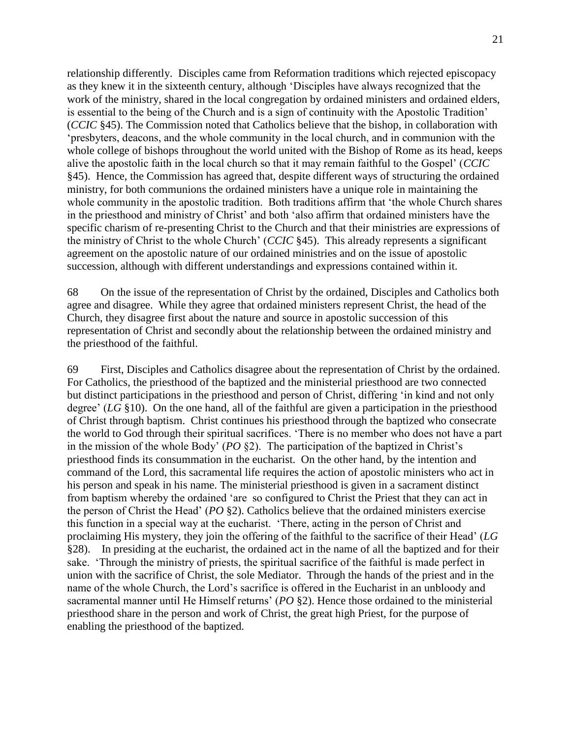relationship differently. Disciples came from Reformation traditions which rejected episcopacy as they knew it in the sixteenth century, although 'Disciples have always recognized that the work of the ministry, shared in the local congregation by ordained ministers and ordained elders, is essential to the being of the Church and is a sign of continuity with the Apostolic Tradition' (*CCIC* §45). The Commission noted that Catholics believe that the bishop, in collaboration with 'presbyters, deacons, and the whole community in the local church, and in communion with the whole college of bishops throughout the world united with the Bishop of Rome as its head, keeps alive the apostolic faith in the local church so that it may remain faithful to the Gospel' (*CCIC* §45). Hence, the Commission has agreed that, despite different ways of structuring the ordained ministry, for both communions the ordained ministers have a unique role in maintaining the whole community in the apostolic tradition. Both traditions affirm that 'the whole Church shares in the priesthood and ministry of Christ' and both 'also affirm that ordained ministers have the specific charism of re-presenting Christ to the Church and that their ministries are expressions of the ministry of Christ to the whole Church' (*CCIC* §45). This already represents a significant agreement on the apostolic nature of our ordained ministries and on the issue of apostolic succession, although with different understandings and expressions contained within it.

68 On the issue of the representation of Christ by the ordained, Disciples and Catholics both agree and disagree. While they agree that ordained ministers represent Christ, the head of the Church, they disagree first about the nature and source in apostolic succession of this representation of Christ and secondly about the relationship between the ordained ministry and the priesthood of the faithful.

69 First, Disciples and Catholics disagree about the representation of Christ by the ordained. For Catholics, the priesthood of the baptized and the ministerial priesthood are two connected but distinct participations in the priesthood and person of Christ, differing 'in kind and not only degree' (*LG* §10). On the one hand, all of the faithful are given a participation in the priesthood of Christ through baptism. Christ continues his priesthood through the baptized who consecrate the world to God through their spiritual sacrifices. 'There is no member who does not have a part in the mission of the whole Body' (*PO* §2). The participation of the baptized in Christ's priesthood finds its consummation in the eucharist. On the other hand, by the intention and command of the Lord, this sacramental life requires the action of apostolic ministers who act in his person and speak in his name. The ministerial priesthood is given in a sacrament distinct from baptism whereby the ordained 'are so configured to Christ the Priest that they can act in the person of Christ the Head' (*PO* §2). Catholics believe that the ordained ministers exercise this function in a special way at the eucharist. 'There, acting in the person of Christ and proclaiming His mystery, they join the offering of the faithful to the sacrifice of their Head' (*LG* §28). In presiding at the eucharist, the ordained act in the name of all the baptized and for their sake. 'Through the ministry of priests, the spiritual sacrifice of the faithful is made perfect in union with the sacrifice of Christ, the sole Mediator. Through the hands of the priest and in the name of the whole Church, the Lord's sacrifice is offered in the Eucharist in an unbloody and sacramental manner until He Himself returns' (*PO* §2). Hence those ordained to the ministerial priesthood share in the person and work of Christ, the great high Priest, for the purpose of enabling the priesthood of the baptized.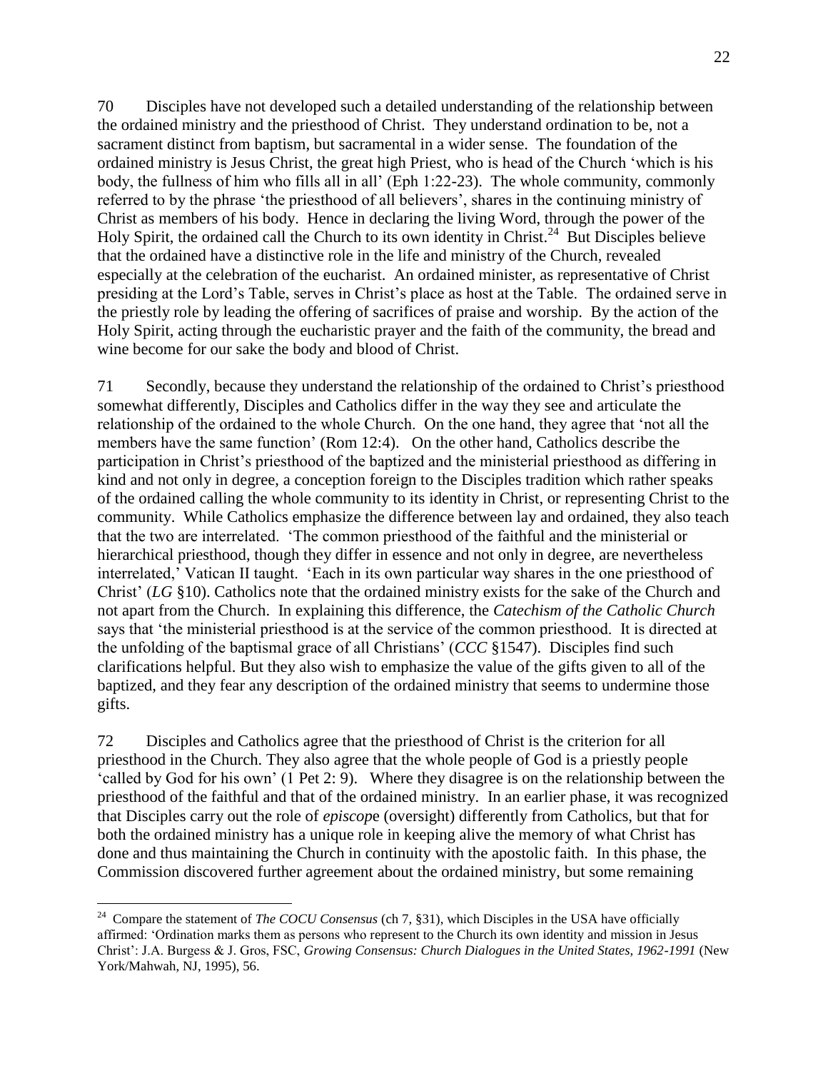70 Disciples have not developed such a detailed understanding of the relationship between the ordained ministry and the priesthood of Christ. They understand ordination to be, not a sacrament distinct from baptism, but sacramental in a wider sense. The foundation of the ordained ministry is Jesus Christ, the great high Priest, who is head of the Church 'which is his body, the fullness of him who fills all in all' (Eph 1:22-23). The whole community, commonly referred to by the phrase 'the priesthood of all believers', shares in the continuing ministry of Christ as members of his body. Hence in declaring the living Word, through the power of the Holy Spirit, the ordained call the Church to its own identity in Christ.[24] But Disciples believe that the ordained have a distinctive role in the life and ministry of the Church, revealed especially at the celebration of the eucharist. An ordained minister, as representative of Christ presiding at the Lord's Table, serves in Christ's place as host at the Table. The ordained serve in the priestly role by leading the offering of sacrifices of praise and worship. By the action of the Holy Spirit, acting through the eucharistic prayer and the faith of the community, the bread and wine become for our sake the body and blood of Christ.

71 Secondly, because they understand the relationship of the ordained to Christ's priesthood somewhat differently, Disciples and Catholics differ in the way they see and articulate the relationship of the ordained to the whole Church. On the one hand, they agree that 'not all the members have the same function' (Rom 12:4). On the other hand, Catholics describe the participation in Christ's priesthood of the baptized and the ministerial priesthood as differing in kind and not only in degree, a conception foreign to the Disciples tradition which rather speaks of the ordained calling the whole community to its identity in Christ, or representing Christ to the community. While Catholics emphasize the difference between lay and ordained, they also teach that the two are interrelated. 'The common priesthood of the faithful and the ministerial or hierarchical priesthood, though they differ in essence and not only in degree, are nevertheless interrelated,' Vatican II taught. 'Each in its own particular way shares in the one priesthood of Christ' (*LG* §10). Catholics note that the ordained ministry exists for the sake of the Church and not apart from the Church. In explaining this difference, the *Catechism of the Catholic Church* says that 'the ministerial priesthood is at the service of the common priesthood. It is directed at the unfolding of the baptismal grace of all Christians' (*CCC* §1547). Disciples find such clarifications helpful. But they also wish to emphasize the value of the gifts given to all of the baptized, and they fear any description of the ordained ministry that seems to undermine those gifts.

72 Disciples and Catholics agree that the priesthood of Christ is the criterion for all priesthood in the Church. They also agree that the whole people of God is a priestly people 'called by God for his own' (1 Pet 2: 9). Where they disagree is on the relationship between the priesthood of the faithful and that of the ordained ministry. In an earlier phase, it was recognized that Disciples carry out the role of *episcope* (oversight) differently from Catholics, but that for both the ordained ministry has a unique role in keeping alive the memory of what Christ has done and thus maintaining the Church in continuity with the apostolic faith. In this phase, the Commission discovered further agreement about the ordained ministry, but some remaining

---

[24] Compare the statement of *The COCU Consensus* (ch 7, §31), which Disciples in the USA have officially affirmed: 'Ordination marks them as persons who represent to the Church its own identity and mission in Jesus Christ': J.A. Burgess & J. Gros, FSC, *Growing Consensus: Church Dialogues in the United States, 1962-1991* (New York/Mahwah, NJ, 1995), 56.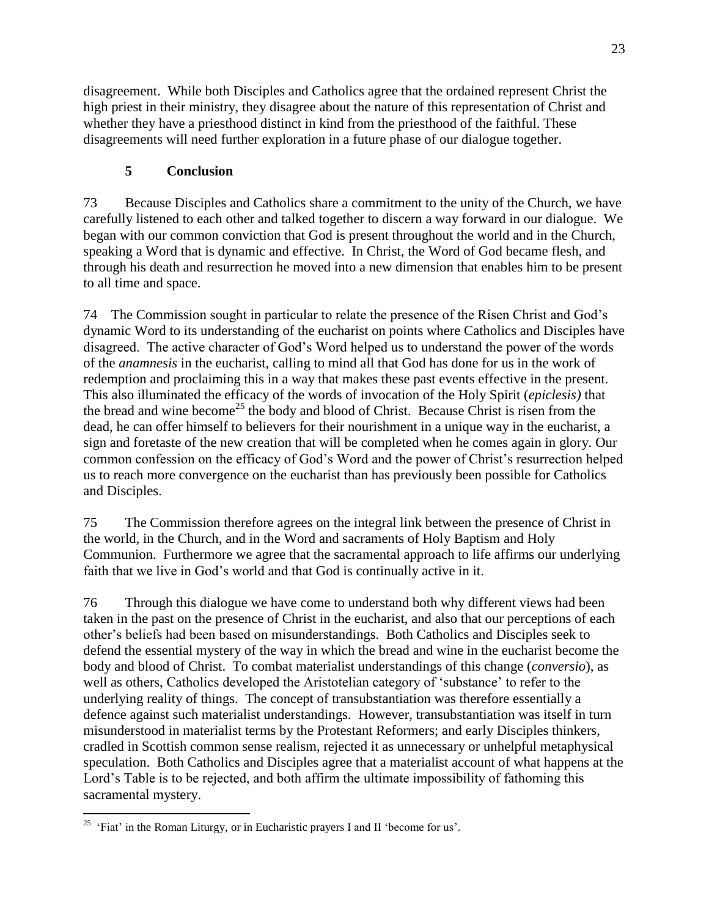disagreement. While both Disciples and Catholics agree that the ordained represent Christ the high priest in their ministry, they disagree about the nature of this representation of Christ and whether they have a priesthood distinct in kind from the priesthood of the faithful. These disagreements will need further exploration in a future phase of our dialogue together.

## 5 Conclusion

73 Because Disciples and Catholics share a commitment to the unity of the Church, we have carefully listened to each other and talked together to discern a way forward in our dialogue. We began with our common conviction that God is present throughout the world and in the Church, speaking a Word that is dynamic and effective. In Christ, the Word of God became flesh, and through his death and resurrection he moved into a new dimension that enables him to be present to all time and space.

74 The Commission sought in particular to relate the presence of the Risen Christ and God's dynamic Word to its understanding of the eucharist on points where Catholics and Disciples have disagreed. The active character of God's Word helped us to understand the power of the words of the *anamnesis* in the eucharist, calling to mind all that God has done for us in the work of redemption and proclaiming this in a way that makes these past events effective in the present. This also illuminated the efficacy of the words of invocation of the Holy Spirit (*epiclesis)* that the bread and wine become[25] the body and blood of Christ. Because Christ is risen from the dead, he can offer himself to believers for their nourishment in a unique way in the eucharist, a sign and foretaste of the new creation that will be completed when he comes again in glory. Our common confession on the efficacy of God's Word and the power of Christ's resurrection helped us to reach more convergence on the eucharist than has previously been possible for Catholics and Disciples.

75 The Commission therefore agrees on the integral link between the presence of Christ in the world, in the Church, and in the Word and sacraments of Holy Baptism and Holy Communion. Furthermore we agree that the sacramental approach to life affirms our underlying faith that we live in God's world and that God is continually active in it.

76 Through this dialogue we have come to understand both why different views had been taken in the past on the presence of Christ in the eucharist, and also that our perceptions of each other's beliefs had been based on misunderstandings. Both Catholics and Disciples seek to defend the essential mystery of the way in which the bread and wine in the eucharist become the body and blood of Christ. To combat materialist understandings of this change (*conversio*), as well as others, Catholics developed the Aristotelian category of 'substance' to refer to the underlying reality of things. The concept of transubstantiation was therefore essentially a defence against such materialist understandings. However, transubstantiation was itself in turn misunderstood in materialist terms by the Protestant Reformers; and early Disciples thinkers, cradled in Scottish common sense realism, rejected it as unnecessary or unhelpful metaphysical speculation. Both Catholics and Disciples agree that a materialist account of what happens at the Lord's Table is to be rejected, and both affirm the ultimate impossibility of fathoming this sacramental mystery.

---

[25] 'Fiat' in the Roman Liturgy, or in Eucharistic prayers I and II 'become for us'.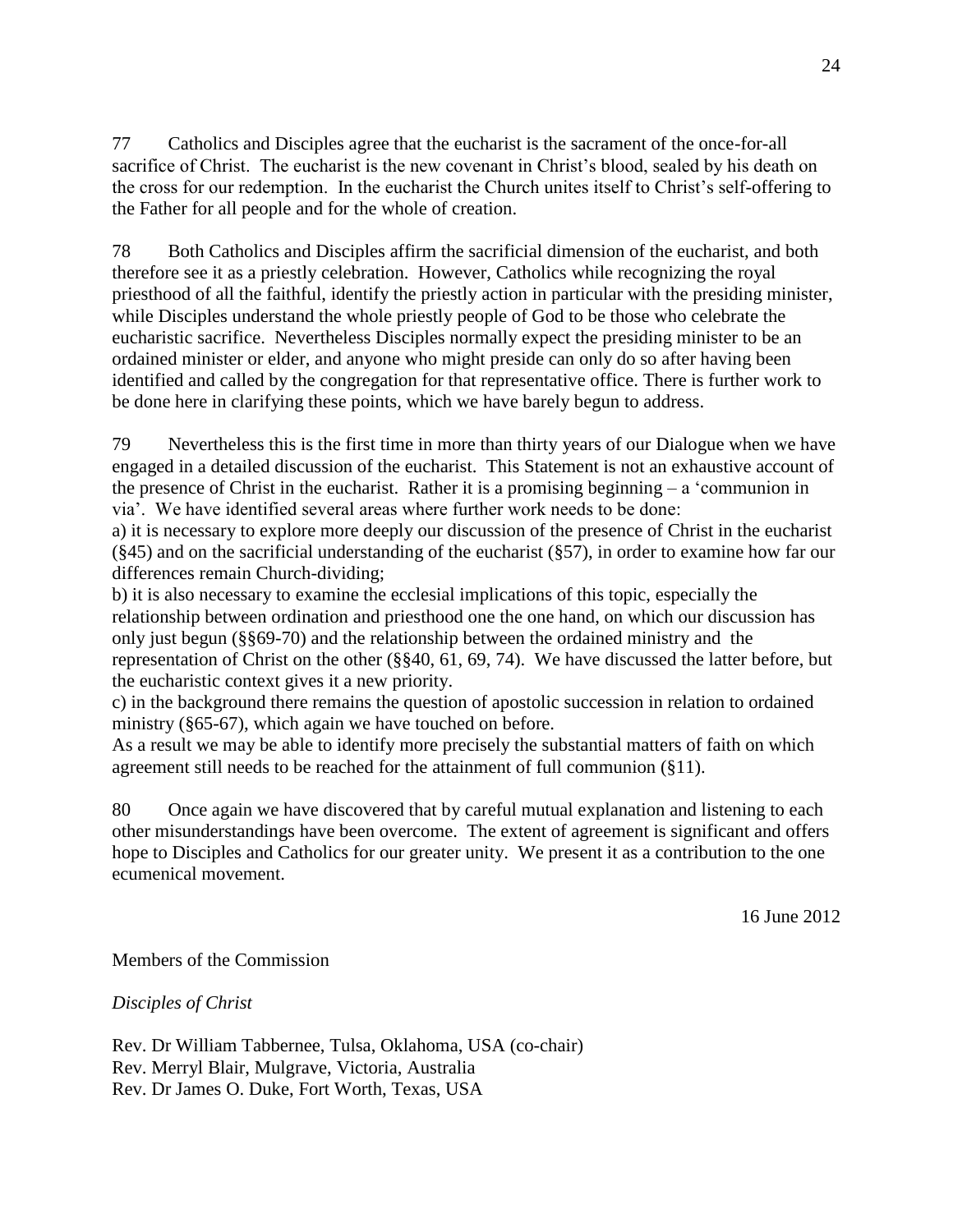77 Catholics and Disciples agree that the eucharist is the sacrament of the once-for-all sacrifice of Christ. The eucharist is the new covenant in Christ's blood, sealed by his death on the cross for our redemption. In the eucharist the Church unites itself to Christ's self-offering to the Father for all people and for the whole of creation.

78 Both Catholics and Disciples affirm the sacrificial dimension of the eucharist, and both therefore see it as a priestly celebration. However, Catholics while recognizing the royal priesthood of all the faithful, identify the priestly action in particular with the presiding minister, while Disciples understand the whole priestly people of God to be those who celebrate the eucharistic sacrifice. Nevertheless Disciples normally expect the presiding minister to be an ordained minister or elder, and anyone who might preside can only do so after having been identified and called by the congregation for that representative office. There is further work to be done here in clarifying these points, which we have barely begun to address.

79 Nevertheless this is the first time in more than thirty years of our Dialogue when we have engaged in a detailed discussion of the eucharist. This Statement is not an exhaustive account of the presence of Christ in the eucharist. Rather it is a promising beginning – a 'communion in via'. We have identified several areas where further work needs to be done:

a) it is necessary to explore more deeply our discussion of the presence of Christ in the eucharist (§45) and on the sacrificial understanding of the eucharist (§57), in order to examine how far our differences remain Church-dividing;

b) it is also necessary to examine the ecclesial implications of this topic, especially the relationship between ordination and priesthood one the one hand, on which our discussion has only just begun (§§69-70) and the relationship between the ordained ministry and the representation of Christ on the other (§§40, 61, 69, 74). We have discussed the latter before, but the eucharistic context gives it a new priority.

c) in the background there remains the question of apostolic succession in relation to ordained ministry (§65-67), which again we have touched on before.

As a result we may be able to identify more precisely the substantial matters of faith on which agreement still needs to be reached for the attainment of full communion (§11).

80 Once again we have discovered that by careful mutual explanation and listening to each other misunderstandings have been overcome. The extent of agreement is significant and offers hope to Disciples and Catholics for our greater unity. We present it as a contribution to the one ecumenical movement.

16 June 2012

Members of the Commission

*Disciples of Christ*

Rev. Dr William Tabbernee, Tulsa, Oklahoma, USA (co-chair)
Rev. Merryl Blair, Mulgrave, Victoria, Australia
Rev. Dr James O. Duke, Fort Worth, Texas, USA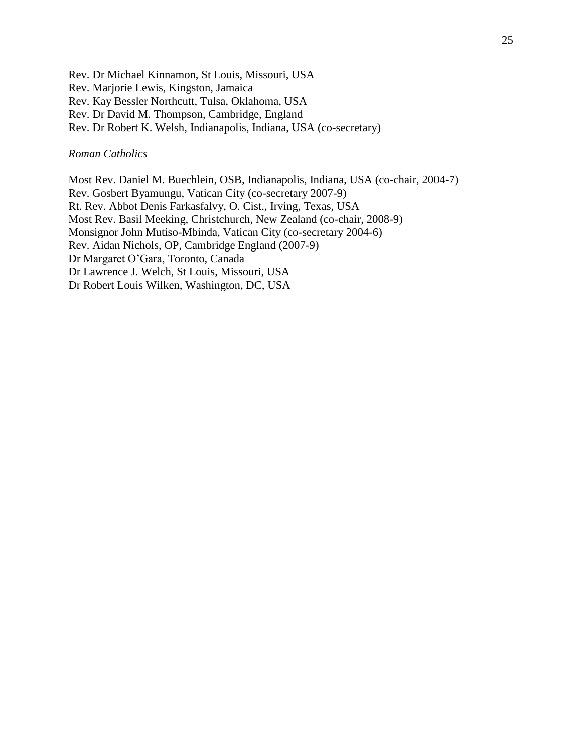Rev. Dr Michael Kinnamon, St Louis, Missouri, USA
Rev. Marjorie Lewis, Kingston, Jamaica
Rev. Kay Bessler Northcutt, Tulsa, Oklahoma, USA
Rev. Dr David M. Thompson, Cambridge, England
Rev. Dr Robert K. Welsh, Indianapolis, Indiana, USA (co-secretary)

*Roman Catholics*

Most Rev. Daniel M. Buechlein, OSB, Indianapolis, Indiana, USA (co-chair, 2004-7)
Rev. Gosbert Byamungu, Vatican City (co-secretary 2007-9)
Rt. Rev. Abbot Denis Farkasfalvy, O. Cist., Irving, Texas, USA
Most Rev. Basil Meeking, Christchurch, New Zealand (co-chair, 2008-9)
Monsignor John Mutiso-Mbinda, Vatican City (co-secretary 2004-6)
Rev. Aidan Nichols, OP, Cambridge England (2007-9)
Dr Margaret O'Gara, Toronto, Canada
Dr Lawrence J. Welch, St Louis, Missouri, USA
Dr Robert Louis Wilken, Washington, DC, USA